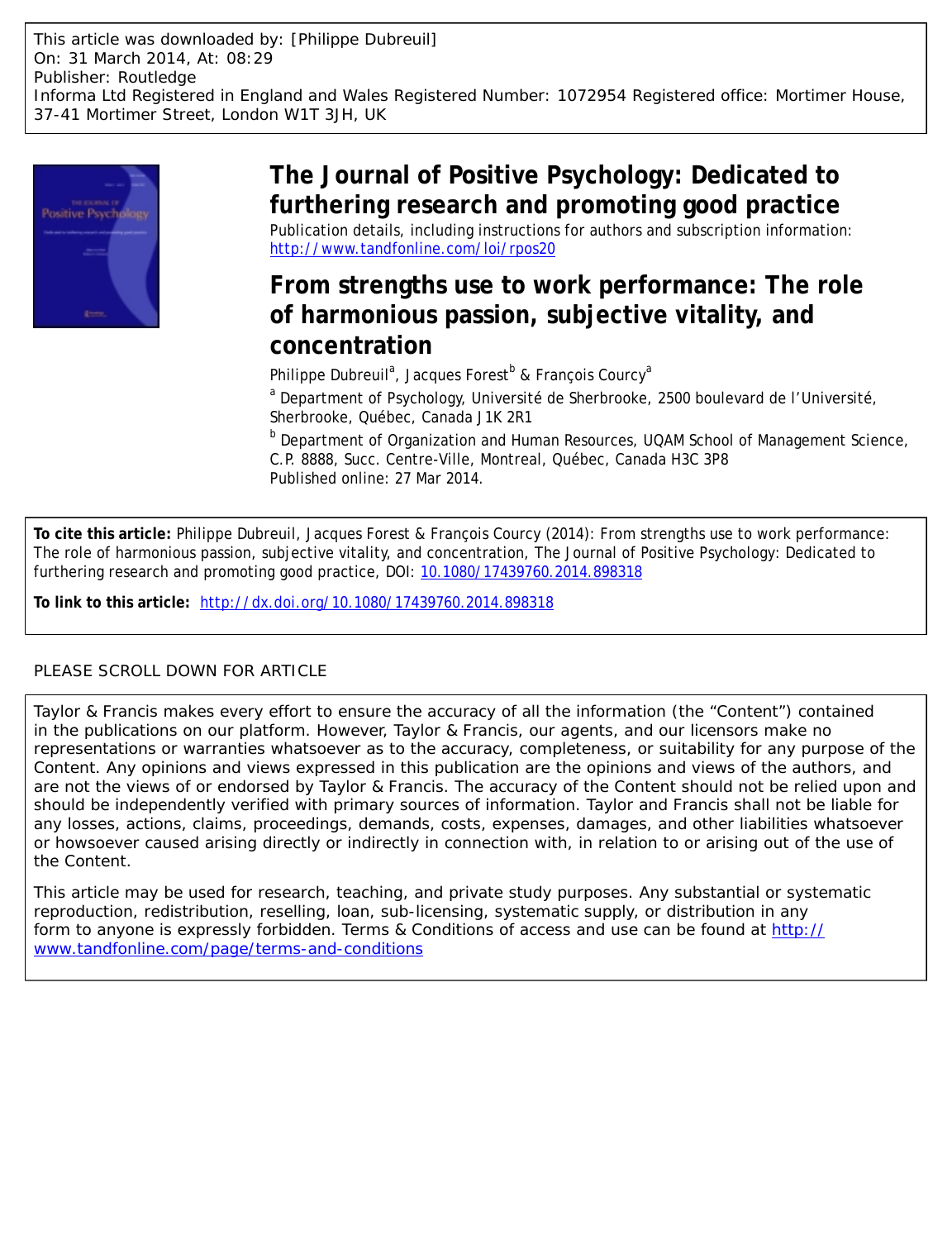This article was downloaded by: [Philippe Dubreuil]
On: 31 March 2014, At: 08:29
Publisher: Routledge
Informa Ltd Registered in England and Wales Registered Number: 1072954 Registered office: Mortimer House, 37-41 Mortimer Street, London W1T 3JH, UK

# The Journal of Positive Psychology: Dedicated to furthering research and promoting good practice

Publication details, including instructions for authors and subscription information:
http://www.tandfonline.com/loi/rpos20

## From strengths use to work performance: The role of harmonious passion, subjective vitality, and concentration

Philippe Dubreuil[a], Jacques Forest[b] & François Courcy[a]

[a] Department of Psychology, Université de Sherbrooke, 2500 boulevard de l'Université, Sherbrooke, Québec, Canada J1K 2R1

[b] Department of Organization and Human Resources, UQAM School of Management Science, C.P. 8888, Succ. Centre-Ville, Montreal, Québec, Canada H3C 3P8

Published online: 27 Mar 2014.

**To cite this article:** Philippe Dubreuil, Jacques Forest & François Courcy (2014): From strengths use to work performance: The role of harmonious passion, subjective vitality, and concentration, The Journal of Positive Psychology: Dedicated to furthering research and promoting good practice, DOI: 10.1080/17439760.2014.898318

**To link to this article:** http://dx.doi.org/10.1080/17439760.2014.898318

PLEASE SCROLL DOWN FOR ARTICLE

Taylor & Francis makes every effort to ensure the accuracy of all the information (the "Content") contained in the publications on our platform. However, Taylor & Francis, our agents, and our licensors make no representations or warranties whatsoever as to the accuracy, completeness, or suitability for any purpose of the Content. Any opinions and views expressed in this publication are the opinions and views of the authors, and are not the views of or endorsed by Taylor & Francis. The accuracy of the Content should not be relied upon and should be independently verified with primary sources of information. Taylor and Francis shall not be liable for any losses, actions, claims, proceedings, demands, costs, expenses, damages, and other liabilities whatsoever or howsoever caused arising directly or indirectly in connection with, in relation to or arising out of the use of the Content.

This article may be used for research, teaching, and private study purposes. Any substantial or systematic reproduction, redistribution, reselling, loan, sub-licensing, systematic supply, or distribution in any form to anyone is expressly forbidden. Terms & Conditions of access and use can be found at http://www.tandfonline.com/page/terms-and-conditions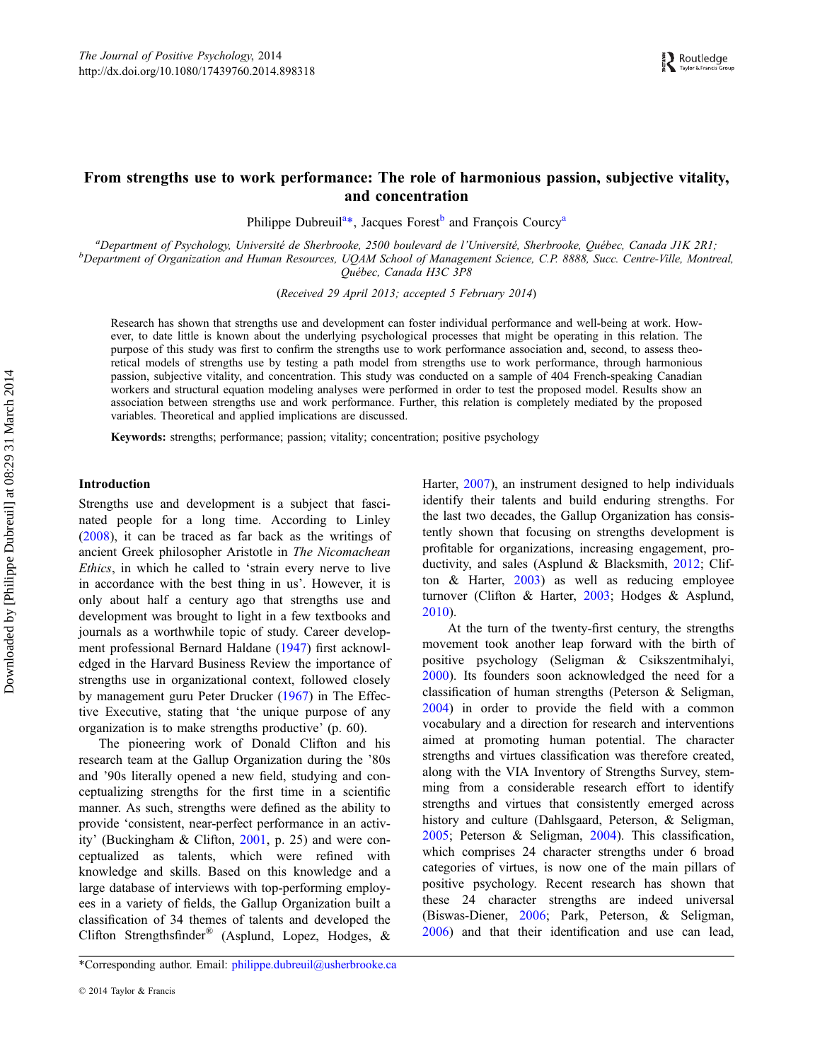# From strengths use to work performance: The role of harmonious passion, subjective vitality, and concentration

Philippe Dubreuil[a*], Jacques Forest[b] and François Courcy[a]

[a]Department of Psychology, Université de Sherbrooke, 2500 boulevard de l'Université, Sherbrooke, Québec, Canada J1K 2R1; [b]Department of Organization and Human Resources, UQAM School of Management Science, C.P. 8888, Succ. Centre-Ville, Montreal, Québec, Canada H3C 3P8

(*Received 29 April 2013; accepted 5 February 2014*)

Research has shown that strengths use and development can foster individual performance and well-being at work. However, to date little is known about the underlying psychological processes that might be operating in this relation. The purpose of this study was first to confirm the strengths use to work performance association and, second, to assess theoretical models of strengths use by testing a path model from strengths use to work performance, through harmonious passion, subjective vitality, and concentration. This study was conducted on a sample of 404 French-speaking Canadian workers and structural equation modeling analyses were performed in order to test the proposed model. Results show an association between strengths use and work performance. Further, this relation is completely mediated by the proposed variables. Theoretical and applied implications are discussed.

**Keywords:** strengths; performance; passion; vitality; concentration; positive psychology

## Introduction

Strengths use and development is a subject that fascinated people for a long time. According to Linley (2008), it can be traced as far back as the writings of ancient Greek philosopher Aristotle in *The Nicomachean Ethics*, in which he called to 'strain every nerve to live in accordance with the best thing in us'. However, it is only about half a century ago that strengths use and development was brought to light in a few textbooks and journals as a worthwhile topic of study. Career development professional Bernard Haldane (1947) first acknowledged in the Harvard Business Review the importance of strengths use in organizational context, followed closely by management guru Peter Drucker (1967) in The Effective Executive, stating that 'the unique purpose of any organization is to make strengths productive' (p. 60).

The pioneering work of Donald Clifton and his research team at the Gallup Organization during the '80s and '90s literally opened a new field, studying and conceptualizing strengths for the first time in a scientific manner. As such, strengths were defined as the ability to provide 'consistent, near-perfect performance in an activity' (Buckingham & Clifton, 2001, p. 25) and were conceptualized as talents, which were refined with knowledge and skills. Based on this knowledge and a large database of interviews with top-performing employees in a variety of fields, the Gallup Organization built a classification of 34 themes of talents and developed the Clifton Strengthsfinder® (Asplund, Lopez, Hodges, & Harter, 2007), an instrument designed to help individuals identify their talents and build enduring strengths. For the last two decades, the Gallup Organization has consistently shown that focusing on strengths development is profitable for organizations, increasing engagement, productivity, and sales (Asplund & Blacksmith, 2012; Clifton & Harter, 2003) as well as reducing employee turnover (Clifton & Harter, 2003; Hodges & Asplund, 2010).

At the turn of the twenty-first century, the strengths movement took another leap forward with the birth of positive psychology (Seligman & Csikszentmihalyi, 2000). Its founders soon acknowledged the need for a classification of human strengths (Peterson & Seligman, 2004) in order to provide the field with a common vocabulary and a direction for research and interventions aimed at promoting human potential. The character strengths and virtues classification was therefore created, along with the VIA Inventory of Strengths Survey, stemming from a considerable research effort to identify strengths and virtues that consistently emerged across history and culture (Dahlsgaard, Peterson, & Seligman, 2005; Peterson & Seligman, 2004). This classification, which comprises 24 character strengths under 6 broad categories of virtues, is now one of the main pillars of positive psychology. Recent research has shown that these 24 character strengths are indeed universal (Biswas-Diener, 2006; Park, Peterson, & Seligman, 2006) and that their identification and use can lead,

*Corresponding author. Email: philippe.dubreuil@usherbrooke.ca

© 2014 Taylor & Francis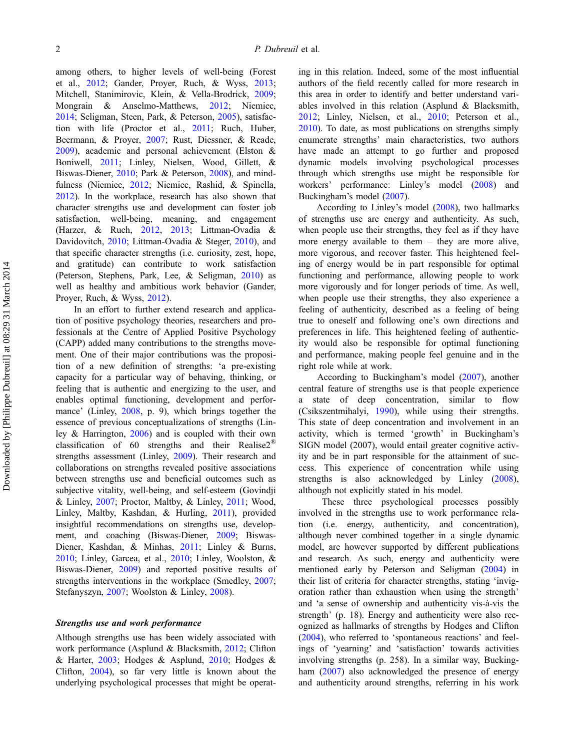among others, to higher levels of well-being (Forest et al., 2012; Gander, Proyer, Ruch, & Wyss, 2013; Mitchell, Stanimirovic, Klein, & Vella-Brodrick, 2009; Mongrain & Anselmo-Matthews, 2012; Niemiec, 2014; Seligman, Steen, Park, & Peterson, 2005), satisfaction with life (Proctor et al., 2011; Ruch, Huber, Beermann, & Proyer, 2007; Rust, Diessner, & Reade, 2009), academic and personal achievement (Elston & Boniwell, 2011; Linley, Nielsen, Wood, Gillett, & Biswas-Diener, 2010; Park & Peterson, 2008), and mindfulness (Niemiec, 2012; Niemiec, Rashid, & Spinella, 2012). In the workplace, research has also shown that character strengths use and development can foster job satisfaction, well-being, meaning, and engagement (Harzer, & Ruch, 2012, 2013; Littman-Ovadia & Davidovitch, 2010; Littman-Ovadia & Steger, 2010), and that specific character strengths (i.e. curiosity, zest, hope, and gratitude) can contribute to work satisfaction (Peterson, Stephens, Park, Lee, & Seligman, 2010) as well as healthy and ambitious work behavior (Gander, Proyer, Ruch, & Wyss, 2012).

In an effort to further extend research and application of positive psychology theories, researchers and professionals at the Centre of Applied Positive Psychology (CAPP) added many contributions to the strengths movement. One of their major contributions was the proposition of a new definition of strengths: 'a pre-existing capacity for a particular way of behaving, thinking, or feeling that is authentic and energizing to the user, and enables optimal functioning, development and performance' (Linley, 2008, p. 9), which brings together the essence of previous conceptualizations of strengths (Linley & Harrington, 2006) and is coupled with their own classification of 60 strengths and their Realise2® strengths assessment (Linley, 2009). Their research and collaborations on strengths revealed positive associations between strengths use and beneficial outcomes such as subjective vitality, well-being, and self-esteem (Govindji & Linley, 2007; Proctor, Maltby, & Linley, 2011; Wood, Linley, Maltby, Kashdan, & Hurling, 2011), provided insightful recommendations on strengths use, development, and coaching (Biswas-Diener, 2009; Biswas-Diener, Kashdan, & Minhas, 2011; Linley & Burns, 2010; Linley, Garcea, et al., 2010; Linley, Woolston, & Biswas-Diener, 2009) and reported positive results of strengths interventions in the workplace (Smedley, 2007; Stefanyszyn, 2007; Woolston & Linley, 2008).

### *Strengths use and work performance*

Although strengths use has been widely associated with work performance (Asplund & Blacksmith, 2012; Clifton & Harter, 2003; Hodges & Asplund, 2010; Hodges & Clifton, 2004), so far very little is known about the underlying psychological processes that might be operating in this relation. Indeed, some of the most influential authors of the field recently called for more research in this area in order to identify and better understand variables involved in this relation (Asplund & Blacksmith, 2012; Linley, Nielsen, et al., 2010; Peterson et al., 2010). To date, as most publications on strengths simply enumerate strengths' main characteristics, two authors have made an attempt to go further and proposed dynamic models involving psychological processes through which strengths use might be responsible for workers' performance: Linley's model (2008) and Buckingham's model (2007).

According to Linley's model (2008), two hallmarks of strengths use are energy and authenticity. As such, when people use their strengths, they feel as if they have more energy available to them – they are more alive, more vigorous, and recover faster. This heightened feeling of energy would be in part responsible for optimal functioning and performance, allowing people to work more vigorously and for longer periods of time. As well, when people use their strengths, they also experience a feeling of authenticity, described as a feeling of being true to oneself and following one's own directions and preferences in life. This heightened feeling of authenticity would also be responsible for optimal functioning and performance, making people feel genuine and in the right role while at work.

According to Buckingham's model (2007), another central feature of strengths use is that people experience a state of deep concentration, similar to flow (Csikszentmihalyi, 1990), while using their strengths. This state of deep concentration and involvement in an activity, which is termed 'growth' in Buckingham's SIGN model (2007), would entail greater cognitive activity and be in part responsible for the attainment of success. This experience of concentration while using strengths is also acknowledged by Linley (2008), although not explicitly stated in his model.

These three psychological processes possibly involved in the strengths use to work performance relation (i.e. energy, authenticity, and concentration), although never combined together in a single dynamic model, are however supported by different publications and research. As such, energy and authenticity were mentioned early by Peterson and Seligman (2004) in their list of criteria for character strengths, stating 'invigoration rather than exhaustion when using the strength' and 'a sense of ownership and authenticity vis-à-vis the strength' (p. 18). Energy and authenticity were also recognized as hallmarks of strengths by Hodges and Clifton (2004), who referred to 'spontaneous reactions' and feelings of 'yearning' and 'satisfaction' towards activities involving strengths (p. 258). In a similar way, Buckingham (2007) also acknowledged the presence of energy and authenticity around strengths, referring in his work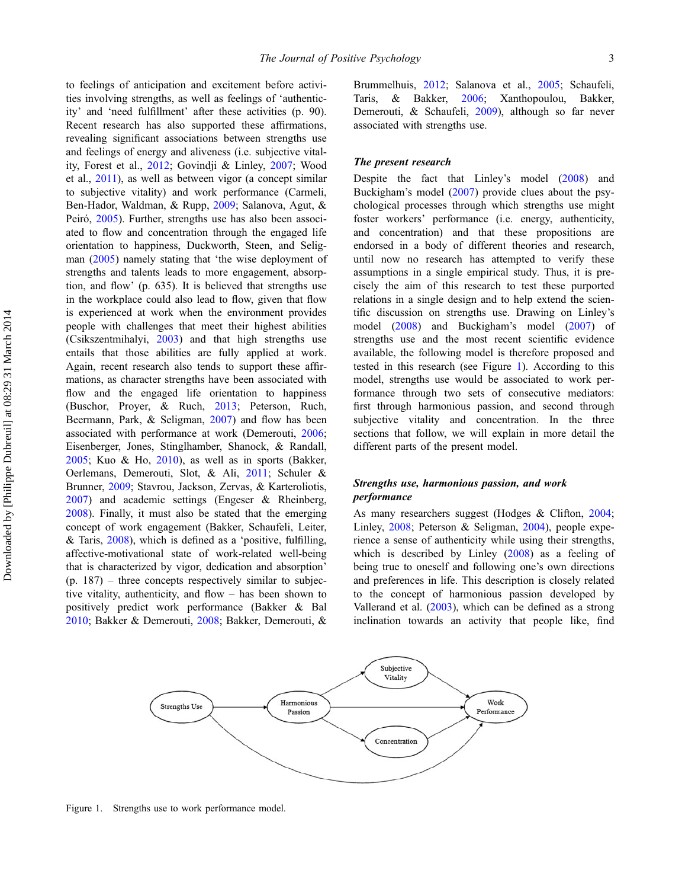to feelings of anticipation and excitement before activities involving strengths, as well as feelings of 'authenticity' and 'need fulfillment' after these activities (p. 90). Recent research has also supported these affirmations, revealing significant associations between strengths use and feelings of energy and aliveness (i.e. subjective vitality, Forest et al., 2012; Govindji & Linley, 2007; Wood et al., 2011), as well as between vigor (a concept similar to subjective vitality) and work performance (Carmeli, Ben-Hador, Waldman, & Rupp, 2009; Salanova, Agut, & Peiró, 2005). Further, strengths use has also been associated to flow and concentration through the engaged life orientation to happiness, Duckworth, Steen, and Seligman (2005) namely stating that 'the wise deployment of strengths and talents leads to more engagement, absorption, and flow' (p. 635). It is believed that strengths use in the workplace could also lead to flow, given that flow is experienced at work when the environment provides people with challenges that meet their highest abilities (Csikszentmihalyi, 2003) and that high strengths use entails that those abilities are fully applied at work. Again, recent research also tends to support these affirmations, as character strengths have been associated with flow and the engaged life orientation to happiness (Buschor, Proyer, & Ruch, 2013; Peterson, Ruch, Beermann, Park, & Seligman, 2007) and flow has been associated with performance at work (Demerouti, 2006; Eisenberger, Jones, Stinglhamber, Shanock, & Randall, 2005; Kuo & Ho, 2010), as well as in sports (Bakker, Oerlemans, Demerouti, Slot, & Ali, 2011; Schuler & Brunner, 2009; Stavrou, Jackson, Zervas, & Karteroliotis, 2007) and academic settings (Engeser & Rheinberg, 2008). Finally, it must also be stated that the emerging concept of work engagement (Bakker, Schaufeli, Leiter, & Taris, 2008), which is defined as a 'positive, fulfilling, affective-motivational state of work-related well-being that is characterized by vigor, dedication and absorption' (p. 187) – three concepts respectively similar to subjective vitality, authenticity, and flow – has been shown to positively predict work performance (Bakker & Bal 2010; Bakker & Demerouti, 2008; Bakker, Demerouti, & Brummelhuis, 2012; Salanova et al., 2005; Schaufeli, Taris, & Bakker, 2006; Xanthopoulou, Bakker, Demerouti, & Schaufeli, 2009), although so far never associated with strengths use.

### The present research

Despite the fact that Linley's model (2008) and Buckigham's model (2007) provide clues about the psychological processes through which strengths use might foster workers' performance (i.e. energy, authenticity, and concentration) and that these propositions are endorsed in a body of different theories and research, until now no research has attempted to verify these assumptions in a single empirical study. Thus, it is precisely the aim of this research to test these purported relations in a single design and to help extend the scientific discussion on strengths use. Drawing on Linley's model (2008) and Buckigham's model (2007) of strengths use and the most recent scientific evidence available, the following model is therefore proposed and tested in this research (see Figure 1). According to this model, strengths use would be associated to work performance through two sets of consecutive mediators: first through harmonious passion, and second through subjective vitality and concentration. In the three sections that follow, we will explain in more detail the different parts of the present model.

### Strengths use, harmonious passion, and work performance

As many researchers suggest (Hodges & Clifton, 2004; Linley, 2008; Peterson & Seligman, 2004), people experience a sense of authenticity while using their strengths, which is described by Linley (2008) as a feeling of being true to oneself and following one's own directions and preferences in life. This description is closely related to the concept of harmonious passion developed by Vallerand et al. (2003), which can be defined as a strong inclination towards an activity that people like, find

Figure 1. Strengths use to work performance model.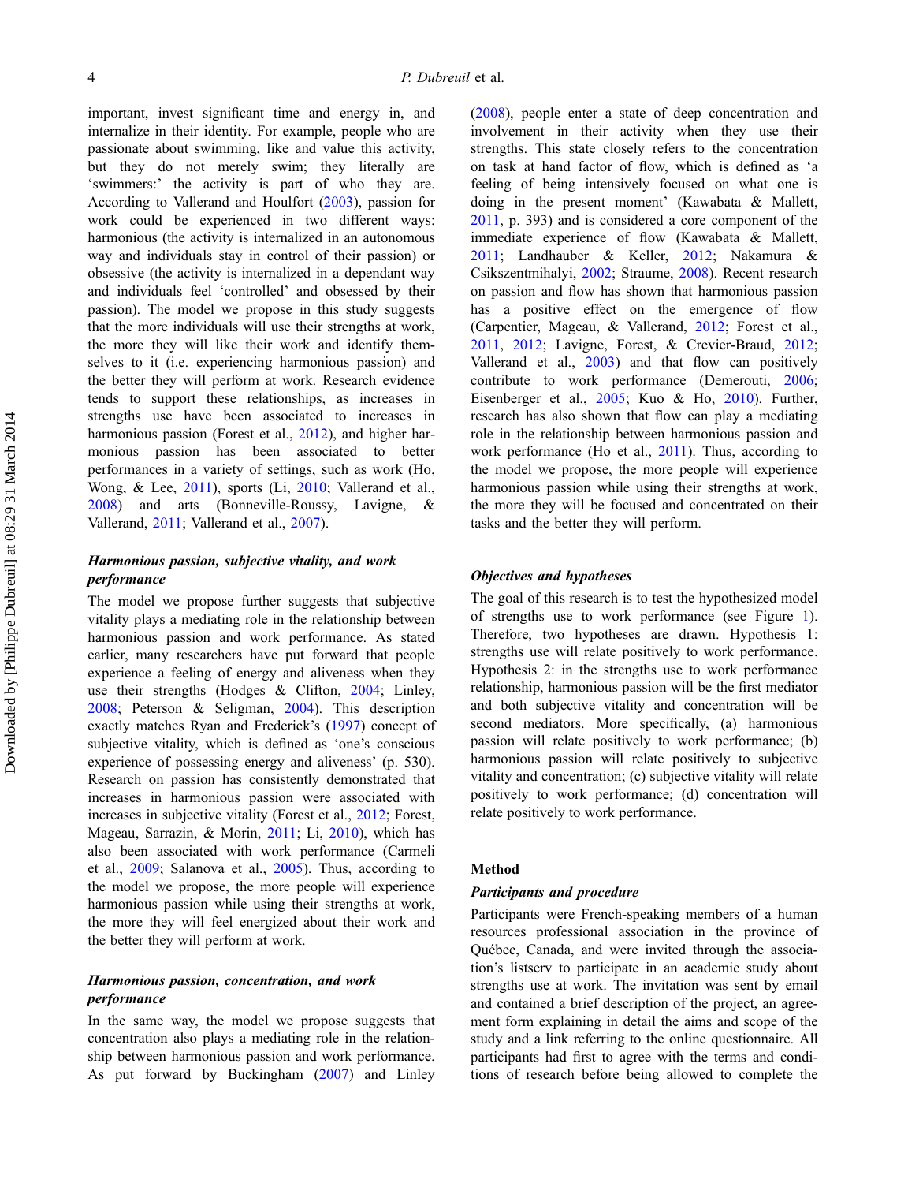important, invest significant time and energy in, and internalize in their identity. For example, people who are passionate about swimming, like and value this activity, but they do not merely swim; they literally are 'swimmers:' the activity is part of who they are. According to Vallerand and Houlfort (2003), passion for work could be experienced in two different ways: harmonious (the activity is internalized in an autonomous way and individuals stay in control of their passion) or obsessive (the activity is internalized in a dependant way and individuals feel 'controlled' and obsessed by their passion). The model we propose in this study suggests that the more individuals will use their strengths at work, the more they will like their work and identify themselves to it (i.e. experiencing harmonious passion) and the better they will perform at work. Research evidence tends to support these relationships, as increases in strengths use have been associated to increases in harmonious passion (Forest et al., 2012), and higher harmonious passion has been associated to better performances in a variety of settings, such as work (Ho, Wong, & Lee, 2011), sports (Li, 2010; Vallerand et al., 2008) and arts (Bonneville-Roussy, Lavigne, & Vallerand, 2011; Vallerand et al., 2007).

### *Harmonious passion, subjective vitality, and work performance*

The model we propose further suggests that subjective vitality plays a mediating role in the relationship between harmonious passion and work performance. As stated earlier, many researchers have put forward that people experience a feeling of energy and aliveness when they use their strengths (Hodges & Clifton, 2004; Linley, 2008; Peterson & Seligman, 2004). This description exactly matches Ryan and Frederick's (1997) concept of subjective vitality, which is defined as 'one's conscious experience of possessing energy and aliveness' (p. 530). Research on passion has consistently demonstrated that increases in harmonious passion were associated with increases in subjective vitality (Forest et al., 2012; Forest, Mageau, Sarrazin, & Morin, 2011; Li, 2010), which has also been associated with work performance (Carmeli et al., 2009; Salanova et al., 2005). Thus, according to the model we propose, the more people will experience harmonious passion while using their strengths at work, the more they will feel energized about their work and the better they will perform at work.

### *Harmonious passion, concentration, and work performance*

In the same way, the model we propose suggests that concentration also plays a mediating role in the relationship between harmonious passion and work performance. As put forward by Buckingham (2007) and Linley (2008), people enter a state of deep concentration and involvement in their activity when they use their strengths. This state closely refers to the concentration on task at hand factor of flow, which is defined as 'a feeling of being intensively focused on what one is doing in the present moment' (Kawabata & Mallett, 2011, p. 393) and is considered a core component of the immediate experience of flow (Kawabata & Mallett, 2011; Landhauber & Keller, 2012; Nakamura & Csikszentmihalyi, 2002; Straume, 2008). Recent research on passion and flow has shown that harmonious passion has a positive effect on the emergence of flow (Carpentier, Mageau, & Vallerand, 2012; Forest et al., 2011, 2012; Lavigne, Forest, & Crevier-Braud, 2012; Vallerand et al., 2003) and that flow can positively contribute to work performance (Demerouti, 2006; Eisenberger et al., 2005; Kuo & Ho, 2010). Further, research has also shown that flow can play a mediating role in the relationship between harmonious passion and work performance (Ho et al., 2011). Thus, according to the model we propose, the more people will experience harmonious passion while using their strengths at work, the more they will be focused and concentrated on their tasks and the better they will perform.

### *Objectives and hypotheses*

The goal of this research is to test the hypothesized model of strengths use to work performance (see Figure 1). Therefore, two hypotheses are drawn. Hypothesis 1: strengths use will relate positively to work performance. Hypothesis 2: in the strengths use to work performance relationship, harmonious passion will be the first mediator and both subjective vitality and concentration will be second mediators. More specifically, (a) harmonious passion will relate positively to work performance; (b) harmonious passion will relate positively to subjective vitality and concentration; (c) subjective vitality will relate positively to work performance; (d) concentration will relate positively to work performance.

## Method

### *Participants and procedure*

Participants were French-speaking members of a human resources professional association in the province of Québec, Canada, and were invited through the association's listserv to participate in an academic study about strengths use at work. The invitation was sent by email and contained a brief description of the project, an agreement form explaining in detail the aims and scope of the study and a link referring to the online questionnaire. All participants had first to agree with the terms and conditions of research before being allowed to complete the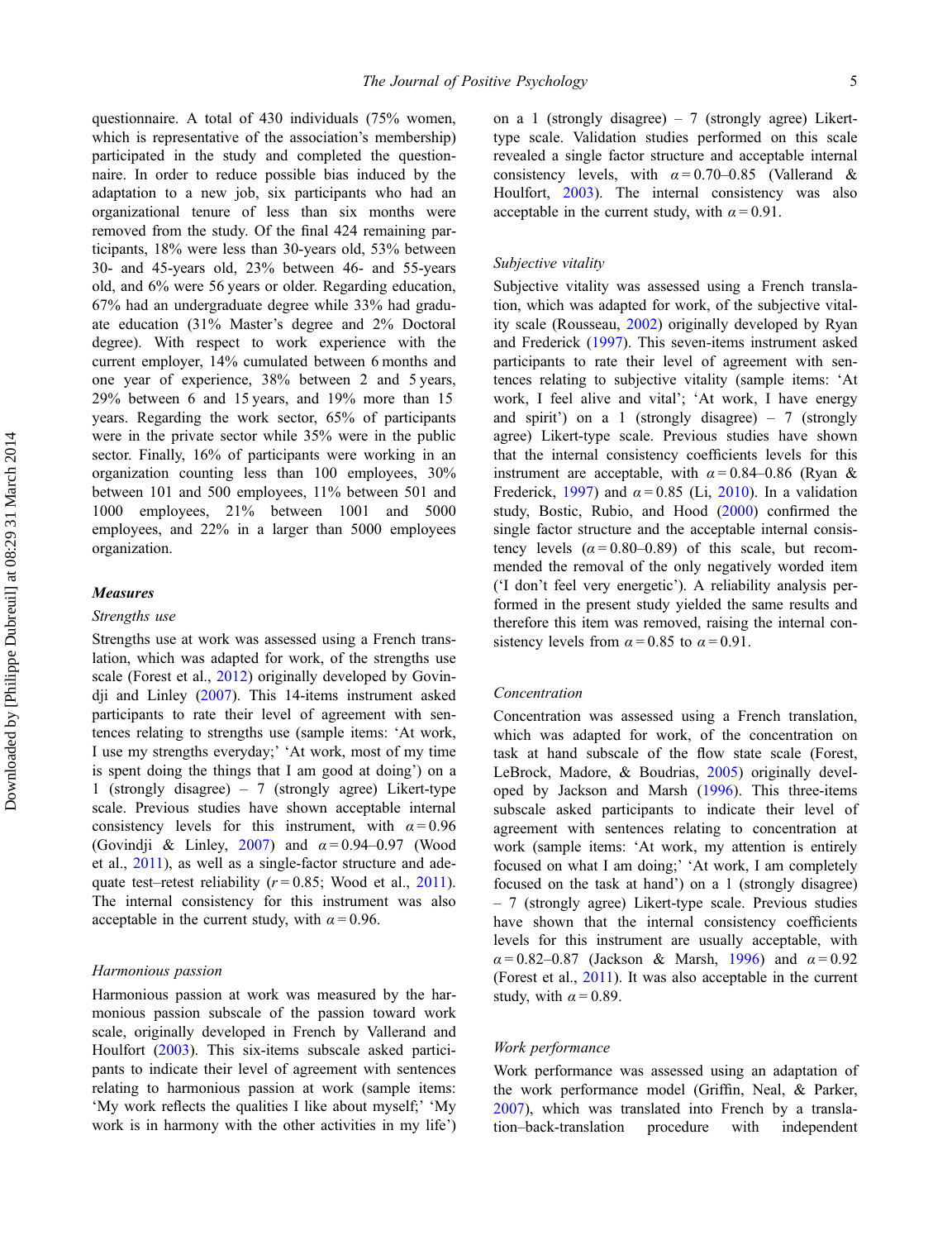questionnaire. A total of 430 individuals (75% women, which is representative of the association's membership) participated in the study and completed the questionnaire. In order to reduce possible bias induced by the adaptation to a new job, six participants who had an organizational tenure of less than six months were removed from the study. Of the final 424 remaining participants, 18% were less than 30-years old, 53% between 30- and 45-years old, 23% between 46- and 55-years old, and 6% were 56 years or older. Regarding education, 67% had an undergraduate degree while 33% had graduate education (31% Master's degree and 2% Doctoral degree). With respect to work experience with the current employer, 14% cumulated between 6 months and one year of experience, 38% between 2 and 5 years, 29% between 6 and 15 years, and 19% more than 15 years. Regarding the work sector, 65% of participants were in the private sector while 35% were in the public sector. Finally, 16% of participants were working in an organization counting less than 100 employees, 30% between 101 and 500 employees, 11% between 501 and 1000 employees, 21% between 1001 and 5000 employees, and 22% in a larger than 5000 employees organization.

### Measures

#### *Strengths use*

Strengths use at work was assessed using a French translation, which was adapted for work, of the strengths use scale (Forest et al., 2012) originally developed by Govindji and Linley (2007). This 14-items instrument asked participants to rate their level of agreement with sentences relating to strengths use (sample items: 'At work, I use my strengths everyday;' 'At work, most of my time is spent doing the things that I am good at doing') on a 1 (strongly disagree) – 7 (strongly agree) Likert-type scale. Previous studies have shown acceptable internal consistency levels for this instrument, with $\alpha = 0.96$ (Govindji & Linley, 2007) and $\alpha = 0.94$–$0.97$ (Wood et al., 2011), as well as a single-factor structure and adequate test–retest reliability ($r = 0.85$; Wood et al., 2011). The internal consistency for this instrument was also acceptable in the current study, with $\alpha = 0.96$.

#### *Harmonious passion*

Harmonious passion at work was measured by the harmonious passion subscale of the passion toward work scale, originally developed in French by Vallerand and Houlfort (2003). This six-items subscale asked participants to indicate their level of agreement with sentences relating to harmonious passion at work (sample items: 'My work reflects the qualities I like about myself;' 'My work is in harmony with the other activities in my life') on a 1 (strongly disagree) – 7 (strongly agree) Likert-type scale. Validation studies performed on this scale revealed a single factor structure and acceptable internal consistency levels, with $\alpha = 0.70$–$0.85$ (Vallerand & Houlfort, 2003). The internal consistency was also acceptable in the current study, with $\alpha = 0.91$.

#### *Subjective vitality*

Subjective vitality was assessed using a French translation, which was adapted for work, of the subjective vitality scale (Rousseau, 2002) originally developed by Ryan and Frederick (1997). This seven-items instrument asked participants to rate their level of agreement with sentences relating to subjective vitality (sample items: 'At work, I feel alive and vital'; 'At work, I have energy and spirit') on a 1 (strongly disagree) – 7 (strongly agree) Likert-type scale. Previous studies have shown that the internal consistency coefficients levels for this instrument are acceptable, with $\alpha = 0.84$–$0.86$ (Ryan & Frederick, 1997) and $\alpha = 0.85$ (Li, 2010). In a validation study, Bostic, Rubio, and Hood (2000) confirmed the single factor structure and the acceptable internal consistency levels ($\alpha = 0.80$–$0.89$) of this scale, but recommended the removal of the only negatively worded item ('I don't feel very energetic'). A reliability analysis performed in the present study yielded the same results and therefore this item was removed, raising the internal consistency levels from $\alpha = 0.85$ to $\alpha = 0.91$.

#### *Concentration*

Concentration was assessed using a French translation, which was adapted for work, of the concentration on task at hand subscale of the flow state scale (Forest, LeBrock, Madore, & Boudrias, 2005) originally developed by Jackson and Marsh (1996). This three-items subscale asked participants to indicate their level of agreement with sentences relating to concentration at work (sample items: 'At work, my attention is entirely focused on what I am doing;' 'At work, I am completely focused on the task at hand') on a 1 (strongly disagree) – 7 (strongly agree) Likert-type scale. Previous studies have shown that the internal consistency coefficients levels for this instrument are usually acceptable, with $\alpha = 0.82$–$0.87$ (Jackson & Marsh, 1996) and $\alpha = 0.92$ (Forest et al., 2011). It was also acceptable in the current study, with $\alpha = 0.89$.

#### *Work performance*

Work performance was assessed using an adaptation of the work performance model (Griffin, Neal, & Parker, 2007), which was translated into French by a translation–back-translation procedure with independent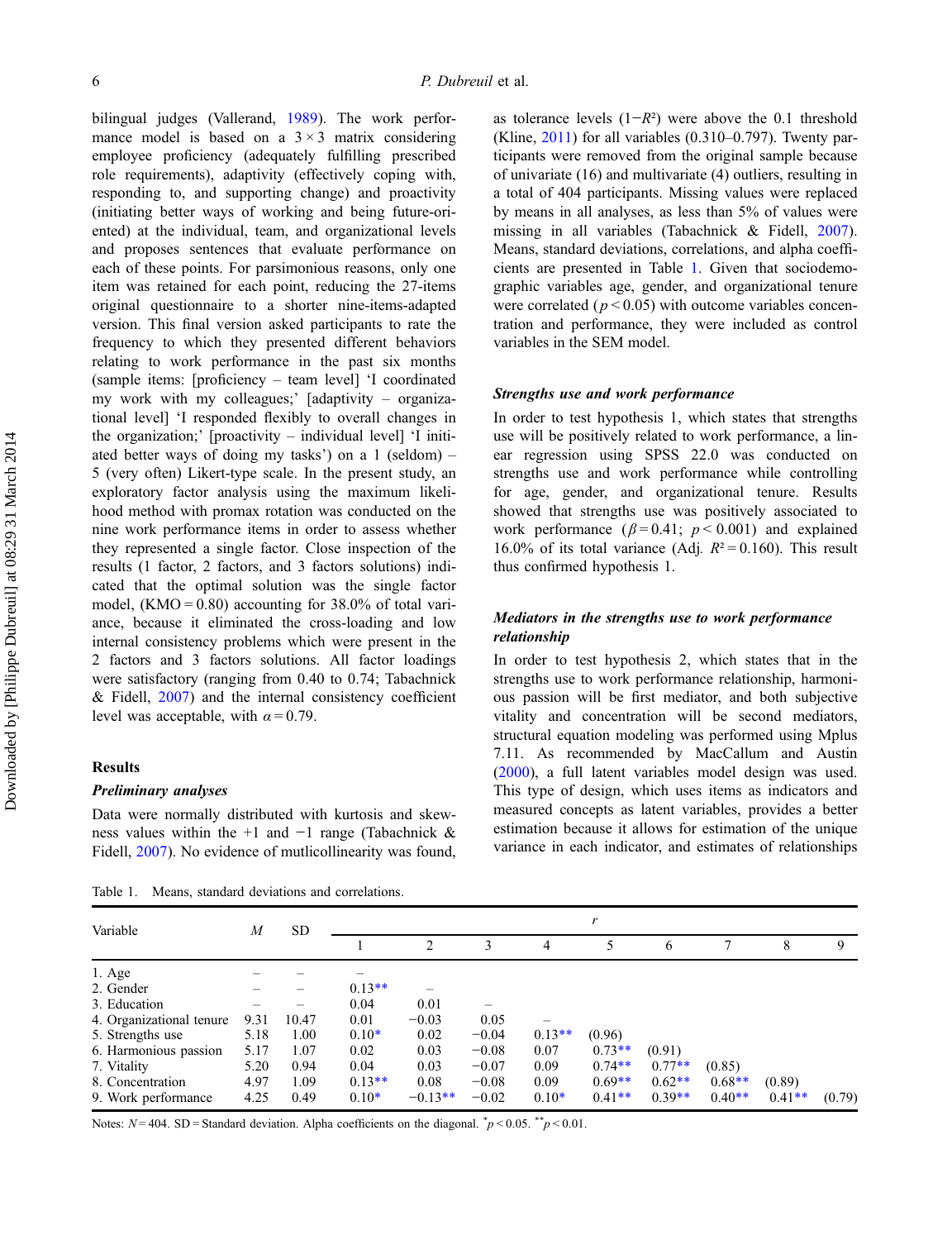bilingual judges (Vallerand, 1989). The work performance model is based on a 3 × 3 matrix considering employee proficiency (adequately fulfilling prescribed role requirements), adaptivity (effectively coping with, responding to, and supporting change) and proactivity (initiating better ways of working and being future-oriented) at the individual, team, and organizational levels and proposes sentences that evaluate performance on each of these points. For parsimonious reasons, only one item was retained for each point, reducing the 27-items original questionnaire to a shorter nine-items-adapted version. This final version asked participants to rate the frequency to which they presented different behaviors relating to work performance in the past six months (sample items: [proficiency – team level] 'I coordinated my work with my colleagues;' [adaptivity – organizational level] 'I responded flexibly to overall changes in the organization;' [proactivity – individual level] 'I initiated better ways of doing my tasks') on a 1 (seldom) – 5 (very often) Likert-type scale. In the present study, an exploratory factor analysis using the maximum likelihood method with promax rotation was conducted on the nine work performance items in order to assess whether they represented a single factor. Close inspection of the results (1 factor, 2 factors, and 3 factors solutions) indicated that the optimal solution was the single factor model, (KMO = 0.80) accounting for 38.0% of total variance, because it eliminated the cross-loading and low internal consistency problems which were present in the 2 factors and 3 factors solutions. All factor loadings were satisfactory (ranging from 0.40 to 0.74; Tabachnick & Fidell, 2007) and the internal consistency coefficient level was acceptable, with $\alpha = 0.79$.

## Results

### *Preliminary analyses*

Data were normally distributed with kurtosis and skewness values within the +1 and −1 range (Tabachnick & Fidell, 2007). No evidence of muticollinearity was found, as tolerance levels ($1-R^2$) were above the 0.1 threshold (Kline, 2011) for all variables (0.310–0.797). Twenty participants were removed from the original sample because of univariate (16) and multivariate (4) outliers, resulting in a total of 404 participants. Missing values were replaced by means in all analyses, as less than 5% of values were missing in all variables (Tabachnick & Fidell, 2007). Means, standard deviations, correlations, and alpha coefficients are presented in Table 1. Given that sociodemographic variables age, gender, and organizational tenure were correlated ($p < 0.05$) with outcome variables concentration and performance, they were included as control variables in the SEM model.

### *Strengths use and work performance*

In order to test hypothesis 1, which states that strengths use will be positively related to work performance, a linear regression using SPSS 22.0 was conducted on strengths use and work performance while controlling for age, gender, and organizational tenure. Results showed that strengths use was positively associated to work performance ($\beta = 0.41$; $p < 0.001$) and explained 16.0% of its total variance (Adj. $R^2 = 0.160$). This result thus confirmed hypothesis 1.

### *Mediators in the strengths use to work performance relationship*

In order to test hypothesis 2, which states that in the strengths use to work performance relationship, harmonious passion will be first mediator, and both subjective vitality and concentration will be second mediators, structural equation modeling was performed using Mplus 7.11. As recommended by MacCallum and Austin (2000), a full latent variables model design was used. This type of design, which uses items as indicators and measured concepts as latent variables, provides a better estimation because it allows for estimation of the unique variance in each indicator, and estimates of relationships

Table 1. Means, standard deviations and correlations.

| Variable | $M$ | SD | $r$ | | | | | | | | |
|---|---|---|---|---|---|---|---|---|---|---|---|
| | | | 1 | 2 | 3 | 4 | 5 | 6 | 7 | 8 | 9 |
| 1. Age | – | – | – | | | | | | | | |
| 2. Gender | – | – | 0.13** | – | | | | | | | |
| 3. Education | – | – | 0.04 | 0.01 | – | | | | | | |
| 4. Organizational tenure | 9.31 | 10.47 | 0.01 | −0.03 | 0.05 | – | | | | | |
| 5. Strengths use | 5.18 | 1.00 | 0.10* | 0.02 | −0.04 | 0.13** | (0.96) | | | | |
| 6. Harmonious passion | 5.17 | 1.07 | 0.02 | 0.03 | −0.08 | 0.07 | 0.73** | (0.91) | | | |
| 7. Vitality | 5.20 | 0.94 | 0.04 | 0.03 | −0.07 | 0.09 | 0.74** | 0.77** | (0.85) | | |
| 8. Concentration | 4.97 | 1.09 | 0.13** | 0.08 | −0.08 | 0.09 | 0.69** | 0.62** | 0.68** | (0.89) | |
| 9. Work performance | 4.25 | 0.49 | 0.10* | −0.13** | −0.02 | 0.10* | 0.41** | 0.39** | 0.40** | 0.41** | (0.79) |

Notes: $N = 404$. SD = Standard deviation. Alpha coefficients on the diagonal. *$p < 0.05$. **$p < 0.01$.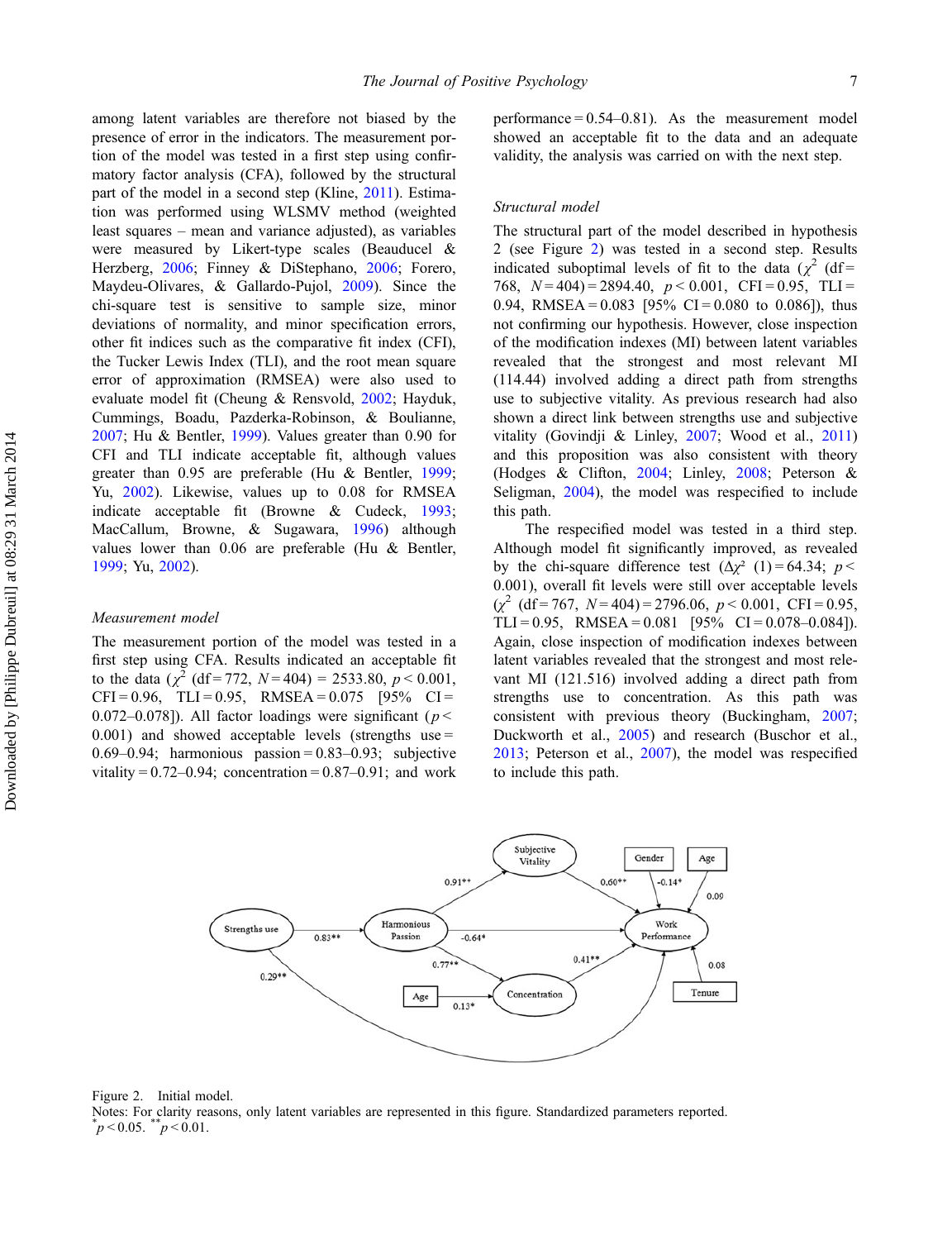among latent variables are therefore not biased by the presence of error in the indicators. The measurement portion of the model was tested in a first step using confirmatory factor analysis (CFA), followed by the structural part of the model in a second step (Kline, 2011). Estimation was performed using WLSMV method (weighted least squares – mean and variance adjusted), as variables were measured by Likert-type scales (Beauducel & Herzberg, 2006; Finney & DiStephano, 2006; Forero, Maydeu-Olivares, & Gallardo-Pujol, 2009). Since the chi-square test is sensitive to sample size, minor deviations of normality, and minor specification errors, other fit indices such as the comparative fit index (CFI), the Tucker Lewis Index (TLI), and the root mean square error of approximation (RMSEA) were also used to evaluate model fit (Cheung & Rensvold, 2002; Hayduk, Cummings, Boadu, Pazderka-Robinson, & Boulianne, 2007; Hu & Bentler, 1999). Values greater than 0.90 for CFI and TLI indicate acceptable fit, although values greater than 0.95 are preferable (Hu & Bentler, 1999; Yu, 2002). Likewise, values up to 0.08 for RMSEA indicate acceptable fit (Browne & Cudeck, 1993; MacCallum, Browne, & Sugawara, 1996) although values lower than 0.06 are preferable (Hu & Bentler, 1999; Yu, 2002).

### *Measurement model*

The measurement portion of the model was tested in a first step using CFA. Results indicated an acceptable fit to the data ($\chi^2$ (df = 772, $N$ = 404) = 2533.80, $p < 0.001$, CFI = 0.96, TLI = 0.95, RMSEA = 0.075 [95% CI = 0.072–0.078]). All factor loadings were significant ($p < 0.001$) and showed acceptable levels (strengths use = 0.69–0.94; harmonious passion = 0.83–0.93; subjective vitality = 0.72–0.94; concentration = 0.87–0.91; and work performance = 0.54–0.81). As the measurement model showed an acceptable fit to the data and an adequate validity, the analysis was carried on with the next step.

### *Structural model*

The structural part of the model described in hypothesis 2 (see Figure 2) was tested in a second step. Results indicated suboptimal levels of fit to the data ($\chi^2$ (df = 768, $N$ = 404) = 2894.40, $p < 0.001$, CFI = 0.95, TLI = 0.94, RMSEA = 0.083 [95% CI = 0.080 to 0.086]), thus not confirming our hypothesis. However, close inspection of the modification indexes (MI) between latent variables revealed that the strongest and most relevant MI (114.44) involved adding a direct path from strengths use to subjective vitality. As previous research had also shown a direct link between strengths use and subjective vitality (Govindji & Linley, 2007; Wood et al., 2011) and this proposition was also consistent with theory (Hodges & Clifton, 2004; Linley, 2008; Peterson & Seligman, 2004), the model was respecified to include this path.

The respecified model was tested in a third step. Although model fit significantly improved, as revealed by the chi-square difference test ($\Delta\chi^2$ (1) = 64.34; $p < 0.001$), overall fit levels were still over acceptable levels ($\chi^2$ (df = 767, $N$ = 404) = 2796.06, $p < 0.001$, CFI = 0.95, TLI = 0.95, RMSEA = 0.081 [95% CI = 0.078–0.084]). Again, close inspection of modification indexes between latent variables revealed that the strongest and most relevant MI (121.516) involved adding a direct path from strengths use to concentration. As this path was consistent with previous theory (Buckingham, 2007; Duckworth et al., 2005) and research (Buschor et al., 2013; Peterson et al., 2007), the model was respecified to include this path.

Figure 2. Initial model.
Notes: For clarity reasons, only latent variables are represented in this figure. Standardized parameters reported.
*$p < 0.05$. **$p < 0.01$.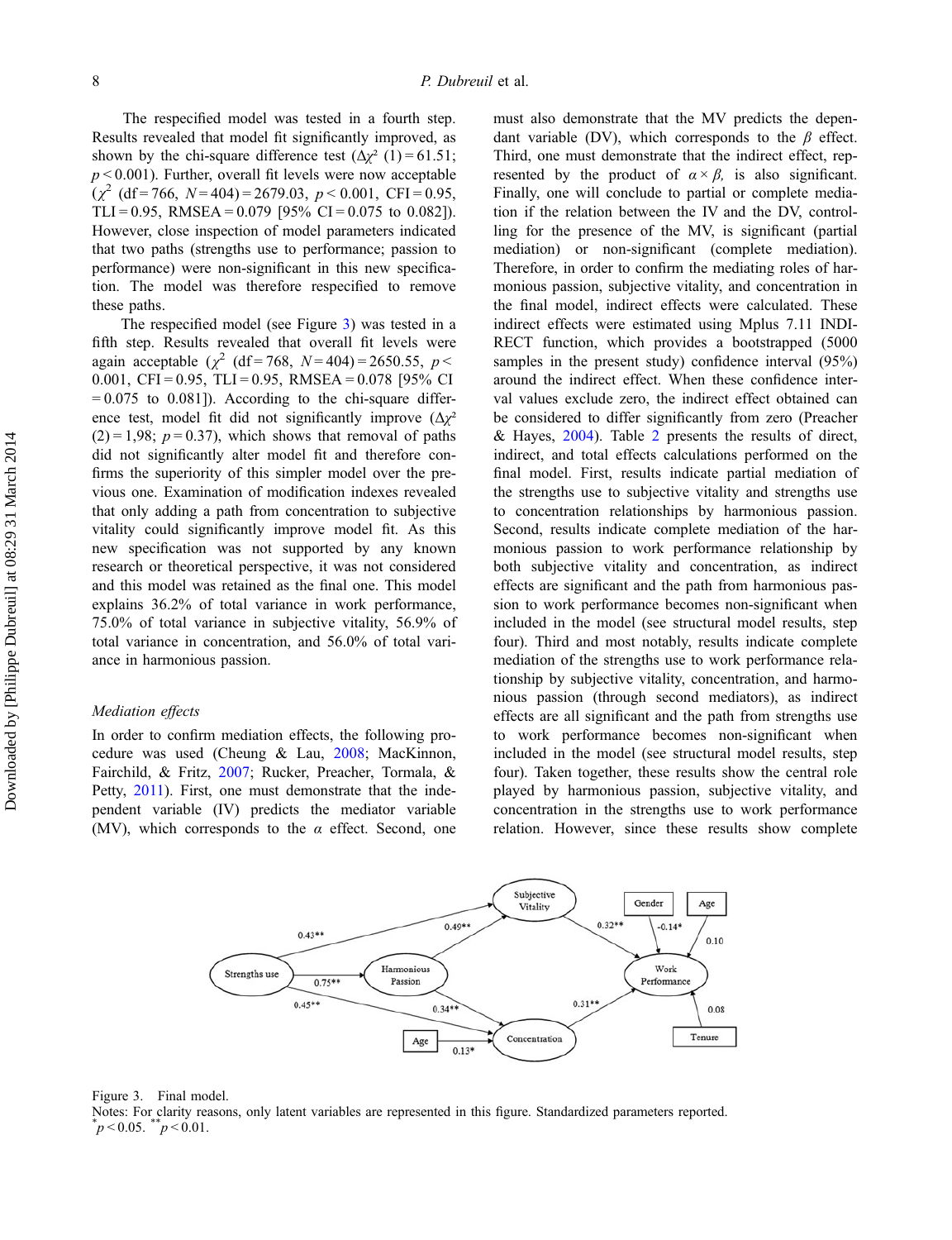The respecified model was tested in a fourth step. Results revealed that model fit significantly improved, as shown by the chi-square difference test ($\Delta\chi^2$ (1) = 61.51; $p < 0.001$). Further, overall fit levels were now acceptable ($\chi^2$ (df = 766, $N$ = 404) = 2679.03, $p < 0.001$, CFI = 0.95, TLI = 0.95, RMSEA = 0.079 [95% CI = 0.075 to 0.082]). However, close inspection of model parameters indicated that two paths (strengths use to performance; passion to performance) were non-significant in this new specification. The model was therefore respecified to remove these paths.

The respecified model (see Figure 3) was tested in a fifth step. Results revealed that overall fit levels were again acceptable ($\chi^2$ (df = 768, $N$ = 404) = 2650.55, $p <$ 0.001, CFI = 0.95, TLI = 0.95, RMSEA = 0.078 [95% CI = 0.075 to 0.081]). According to the chi-square difference test, model fit did not significantly improve ($\Delta\chi^2$ (2) = 1,98; $p = 0.37$), which shows that removal of paths did not significantly alter model fit and therefore confirms the superiority of this simpler model over the previous one. Examination of modification indexes revealed that only adding a path from concentration to subjective vitality could significantly improve model fit. As this new specification was not supported by any known research or theoretical perspective, it was not considered and this model was retained as the final one. This model explains 36.2% of total variance in work performance, 75.0% of total variance in subjective vitality, 56.9% of total variance in concentration, and 56.0% of total variance in harmonious passion.

### *Mediation effects*

In order to confirm mediation effects, the following procedure was used (Cheung & Lau, 2008; MacKinnon, Fairchild, & Fritz, 2007; Rucker, Preacher, Tormala, & Petty, 2011). First, one must demonstrate that the independent variable (IV) predicts the mediator variable (MV), which corresponds to the $\alpha$ effect. Second, one must also demonstrate that the MV predicts the dependant variable (DV), which corresponds to the $\beta$ effect. Third, one must demonstrate that the indirect effect, represented by the product of $\alpha \times \beta$, is also significant. Finally, one will conclude to partial or complete mediation if the relation between the IV and the DV, controlling for the presence of the MV, is significant (partial mediation) or non-significant (complete mediation). Therefore, in order to confirm the mediating roles of harmonious passion, subjective vitality, and concentration in the final model, indirect effects were calculated. These indirect effects were estimated using Mplus 7.11 INDIRECT function, which provides a bootstrapped (5000 samples in the present study) confidence interval (95%) around the indirect effect. When these confidence interval values exclude zero, the indirect effect obtained can be considered to differ significantly from zero (Preacher & Hayes, 2004). Table 2 presents the results of direct, indirect, and total effects calculations performed on the final model. First, results indicate partial mediation of the strengths use to subjective vitality and strengths use to concentration relationships by harmonious passion. Second, results indicate complete mediation of the harmonious passion to work performance relationship by both subjective vitality and concentration, as indirect effects are significant and the path from harmonious passion to work performance becomes non-significant when included in the model (see structural model results, step four). Third and most notably, results indicate complete mediation of the strengths use to work performance relationship by subjective vitality, concentration, and harmonious passion (through second mediators), as indirect effects are all significant and the path from strengths use to work performance becomes non-significant when included in the model (see structural model results, step four). Taken together, these results show the central role played by harmonious passion, subjective vitality, and concentration in the strengths use to work performance relation. However, since these results show complete

Figure 3. Final model.
Notes: For clarity reasons, only latent variables are represented in this figure. Standardized parameters reported.
*$p < 0.05$. **$p < 0.01$.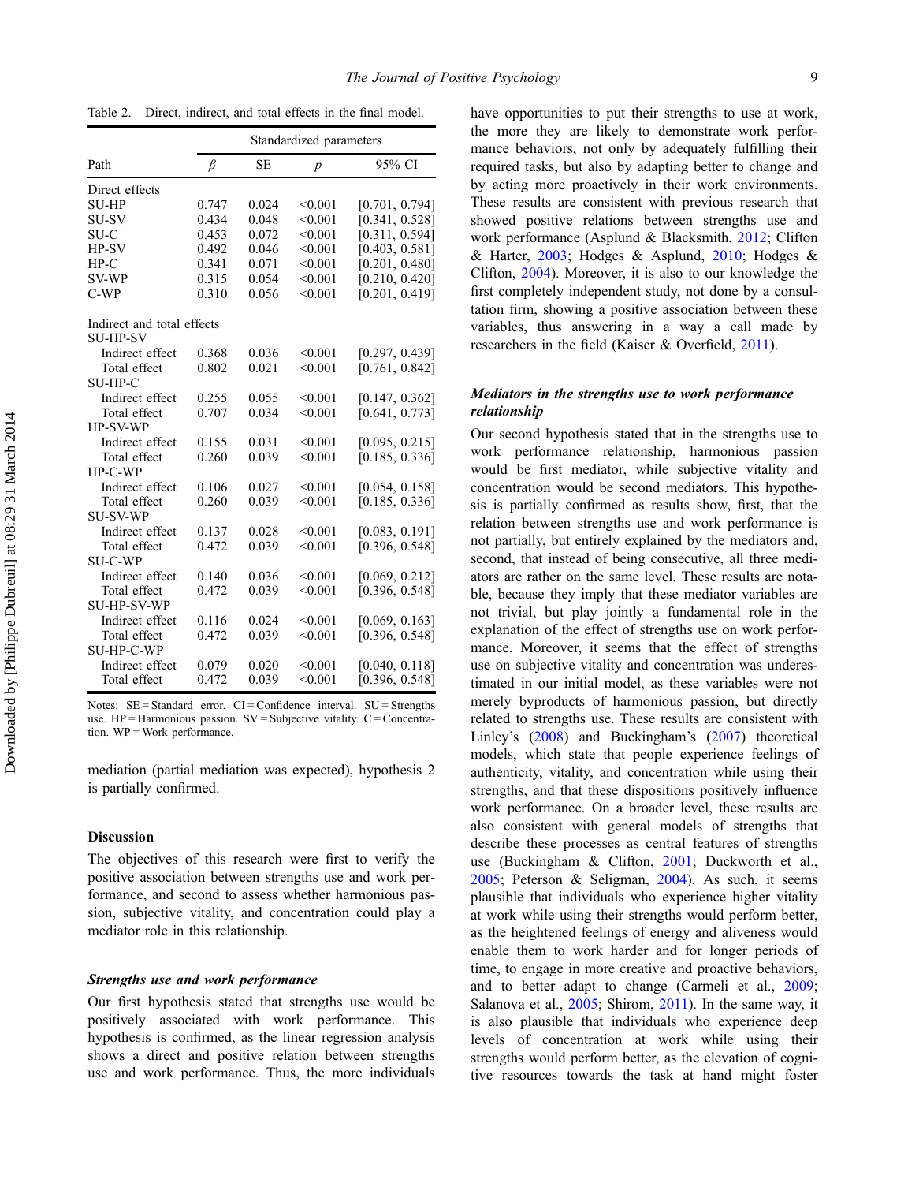Table 2. Direct, indirect, and total effects in the final model.

| Path | Standardized parameters | | | |
|---|---|---|---|---|
| | $\beta$ | SE | $p$ | 95% CI |
| Direct effects | | | | |
| SU-HP | 0.747 | 0.024 | <0.001 | [0.701, 0.794] |
| SU-SV | 0.434 | 0.048 | <0.001 | [0.341, 0.528] |
| SU-C | 0.453 | 0.072 | <0.001 | [0.311, 0.594] |
| HP-SV | 0.492 | 0.046 | <0.001 | [0.403, 0.581] |
| HP-C | 0.341 | 0.071 | <0.001 | [0.201, 0.480] |
| SV-WP | 0.315 | 0.054 | <0.001 | [0.210, 0.420] |
| C-WP | 0.310 | 0.056 | <0.001 | [0.201, 0.419] |
| Indirect and total effects | | | | |
| SU-HP-SV | | | | |
| Indirect effect | 0.368 | 0.036 | <0.001 | [0.297, 0.439] |
| Total effect | 0.802 | 0.021 | <0.001 | [0.761, 0.842] |
| SU-HP-C | | | | |
| Indirect effect | 0.255 | 0.055 | <0.001 | [0.147, 0.362] |
| Total effect | 0.707 | 0.034 | <0.001 | [0.641, 0.773] |
| HP-SV-WP | | | | |
| Indirect effect | 0.155 | 0.031 | <0.001 | [0.095, 0.215] |
| Total effect | 0.260 | 0.039 | <0.001 | [0.185, 0.336] |
| HP-C-WP | | | | |
| Indirect effect | 0.106 | 0.027 | <0.001 | [0.054, 0.158] |
| Total effect | 0.260 | 0.039 | <0.001 | [0.185, 0.336] |
| SU-SV-WP | | | | |
| Indirect effect | 0.137 | 0.028 | <0.001 | [0.083, 0.191] |
| Total effect | 0.472 | 0.039 | <0.001 | [0.396, 0.548] |
| SU-C-WP | | | | |
| Indirect effect | 0.140 | 0.036 | <0.001 | [0.069, 0.212] |
| Total effect | 0.472 | 0.039 | <0.001 | [0.396, 0.548] |
| SU-HP-SV-WP | | | | |
| Indirect effect | 0.116 | 0.024 | <0.001 | [0.069, 0.163] |
| Total effect | 0.472 | 0.039 | <0.001 | [0.396, 0.548] |
| SU-HP-C-WP | | | | |
| Indirect effect | 0.079 | 0.020 | <0.001 | [0.040, 0.118] |
| Total effect | 0.472 | 0.039 | <0.001 | [0.396, 0.548] |

Notes: SE = Standard error. CI = Confidence interval. SU = Strengths use. HP = Harmonious passion. SV = Subjective vitality. C = Concentration. WP = Work performance.

mediation (partial mediation was expected), hypothesis 2 is partially confirmed.

## Discussion

The objectives of this research were first to verify the positive association between strengths use and work performance, and second to assess whether harmonious passion, subjective vitality, and concentration could play a mediator role in this relationship.

### *Strengths use and work performance*

Our first hypothesis stated that strengths use would be positively associated with work performance. This hypothesis is confirmed, as the linear regression analysis shows a direct and positive relation between strengths use and work performance. Thus, the more individuals have opportunities to put their strengths to use at work, the more they are likely to demonstrate work performance behaviors, not only by adequately fulfilling their required tasks, but also by adapting better to change and by acting more proactively in their work environments. These results are consistent with previous research that showed positive relations between strengths use and work performance (Asplund & Blacksmith, 2012; Clifton & Harter, 2003; Hodges & Asplund, 2010; Hodges & Clifton, 2004). Moreover, it is also to our knowledge the first completely independent study, not done by a consultation firm, showing a positive association between these variables, thus answering in a way a call made by researchers in the field (Kaiser & Overfield, 2011).

### *Mediators in the strengths use to work performance relationship*

Our second hypothesis stated that in the strengths use to work performance relationship, harmonious passion would be first mediator, while subjective vitality and concentration would be second mediators. This hypothesis is partially confirmed as results show, first, that the relation between strengths use and work performance is not partially, but entirely explained by the mediators and, second, that instead of being consecutive, all three mediators are rather on the same level. These results are notable, because they imply that these mediator variables are not trivial, but play jointly a fundamental role in the explanation of the effect of strengths use on work performance. Moreover, it seems that the effect of strengths use on subjective vitality and concentration was underestimated in our initial model, as these variables were not merely byproducts of harmonious passion, but directly related to strengths use. These results are consistent with Linley's (2008) and Buckingham's (2007) theoretical models, which state that people experience feelings of authenticity, vitality, and concentration while using their strengths, and that these dispositions positively influence work performance. On a broader level, these results are also consistent with general models of strengths that describe these processes as central features of strengths use (Buckingham & Clifton, 2001; Duckworth et al., 2005; Peterson & Seligman, 2004). As such, it seems plausible that individuals who experience higher vitality at work while using their strengths would perform better, as the heightened feelings of energy and aliveness would enable them to work harder and for longer periods of time, to engage in more creative and proactive behaviors, and to better adapt to change (Carmeli et al., 2009; Salanova et al., 2005; Shirom, 2011). In the same way, it is also plausible that individuals who experience deep levels of concentration at work while using their strengths would perform better, as the elevation of cognitive resources towards the task at hand might foster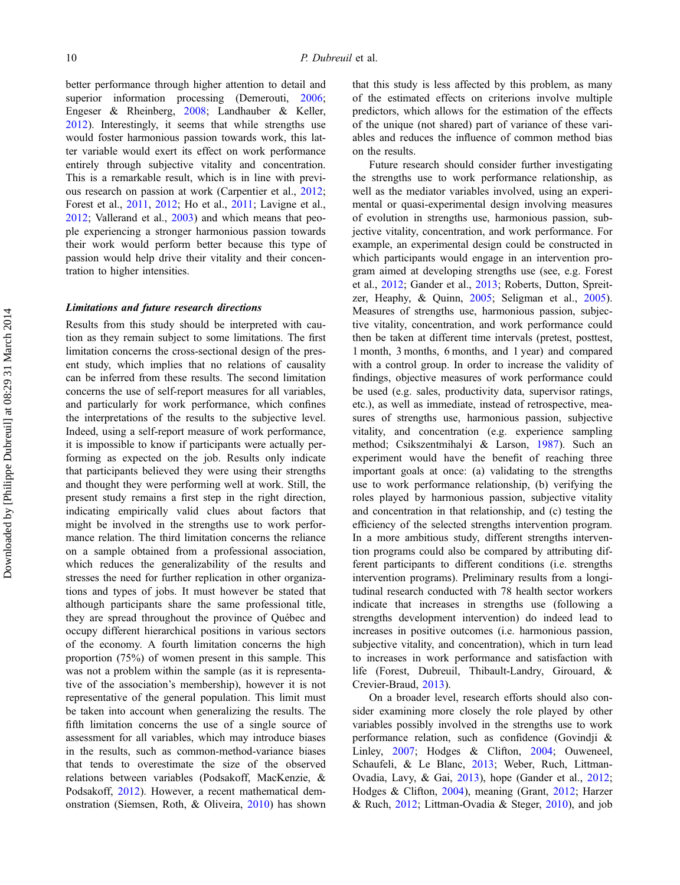better performance through higher attention to detail and superior information processing (Demerouti, 2006; Engeser & Rheinberg, 2008; Landhauber & Keller, 2012). Interestingly, it seems that while strengths use would foster harmonious passion towards work, this latter variable would exert its effect on work performance entirely through subjective vitality and concentration. This is a remarkable result, which is in line with previous research on passion at work (Carpentier et al., 2012; Forest et al., 2011, 2012; Ho et al., 2011; Lavigne et al., 2012; Vallerand et al., 2003) and which means that people experiencing a stronger harmonious passion towards their work would perform better because this type of passion would help drive their vitality and their concentration to higher intensities.

### *Limitations and future research directions*

Results from this study should be interpreted with caution as they remain subject to some limitations. The first limitation concerns the cross-sectional design of the present study, which implies that no relations of causality can be inferred from these results. The second limitation concerns the use of self-report measures for all variables, and particularly for work performance, which confines the interpretations of the results to the subjective level. Indeed, using a self-report measure of work performance, it is impossible to know if participants were actually performing as expected on the job. Results only indicate that participants believed they were using their strengths and thought they were performing well at work. Still, the present study remains a first step in the right direction, indicating empirically valid clues about factors that might be involved in the strengths use to work performance relation. The third limitation concerns the reliance on a sample obtained from a professional association, which reduces the generalizability of the results and stresses the need for further replication in other organizations and types of jobs. It must however be stated that although participants share the same professional title, they are spread throughout the province of Québec and occupy different hierarchical positions in various sectors of the economy. A fourth limitation concerns the high proportion (75%) of women present in this sample. This was not a problem within the sample (as it is representative of the association's membership), however it is not representative of the general population. This limit must be taken into account when generalizing the results. The fifth limitation concerns the use of a single source of assessment for all variables, which may introduce biases in the results, such as common-method-variance biases that tends to overestimate the size of the observed relations between variables (Podsakoff, MacKenzie, & Podsakoff, 2012). However, a recent mathematical demonstration (Siemsen, Roth, & Oliveira, 2010) has shown that this study is less affected by this problem, as many of the estimated effects on criterions involve multiple predictors, which allows for the estimation of the effects of the unique (not shared) part of variance of these variables and reduces the influence of common method bias on the results.

Future research should consider further investigating the strengths use to work performance relationship, as well as the mediator variables involved, using an experimental or quasi-experimental design involving measures of evolution in strengths use, harmonious passion, subjective vitality, concentration, and work performance. For example, an experimental design could be constructed in which participants would engage in an intervention program aimed at developing strengths use (see, e.g. Forest et al., 2012; Gander et al., 2013; Roberts, Dutton, Spreitzer, Heaphy, & Quinn, 2005; Seligman et al., 2005). Measures of strengths use, harmonious passion, subjective vitality, concentration, and work performance could then be taken at different time intervals (pretest, posttest, 1 month, 3 months, 6 months, and 1 year) and compared with a control group. In order to increase the validity of findings, objective measures of work performance could be used (e.g. sales, productivity data, supervisor ratings, etc.), as well as immediate, instead of retrospective, measures of strengths use, harmonious passion, subjective vitality, and concentration (e.g. experience sampling method; Csikszentmihalyi & Larson, 1987). Such an experiment would have the benefit of reaching three important goals at once: (a) validating to the strengths use to work performance relationship, (b) verifying the roles played by harmonious passion, subjective vitality and concentration in that relationship, and (c) testing the efficiency of the selected strengths intervention program. In a more ambitious study, different strengths intervention programs could also be compared by attributing different participants to different conditions (i.e. strengths intervention programs). Preliminary results from a longitudinal research conducted with 78 health sector workers indicate that increases in strengths use (following a strengths development intervention) do indeed lead to increases in positive outcomes (i.e. harmonious passion, subjective vitality, and concentration), which in turn lead to increases in work performance and satisfaction with life (Forest, Dubreuil, Thibault-Landry, Girouard, & Crevier-Braud, 2013).

On a broader level, research efforts should also consider examining more closely the role played by other variables possibly involved in the strengths use to work performance relation, such as confidence (Govindji & Linley, 2007; Hodges & Clifton, 2004; Ouweneel, Schaufeli, & Le Blanc, 2013; Weber, Ruch, Littman-Ovadia, Lavy, & Gai, 2013), hope (Gander et al., 2012; Hodges & Clifton, 2004), meaning (Grant, 2012; Harzer & Ruch, 2012; Littman-Ovadia & Steger, 2010), and job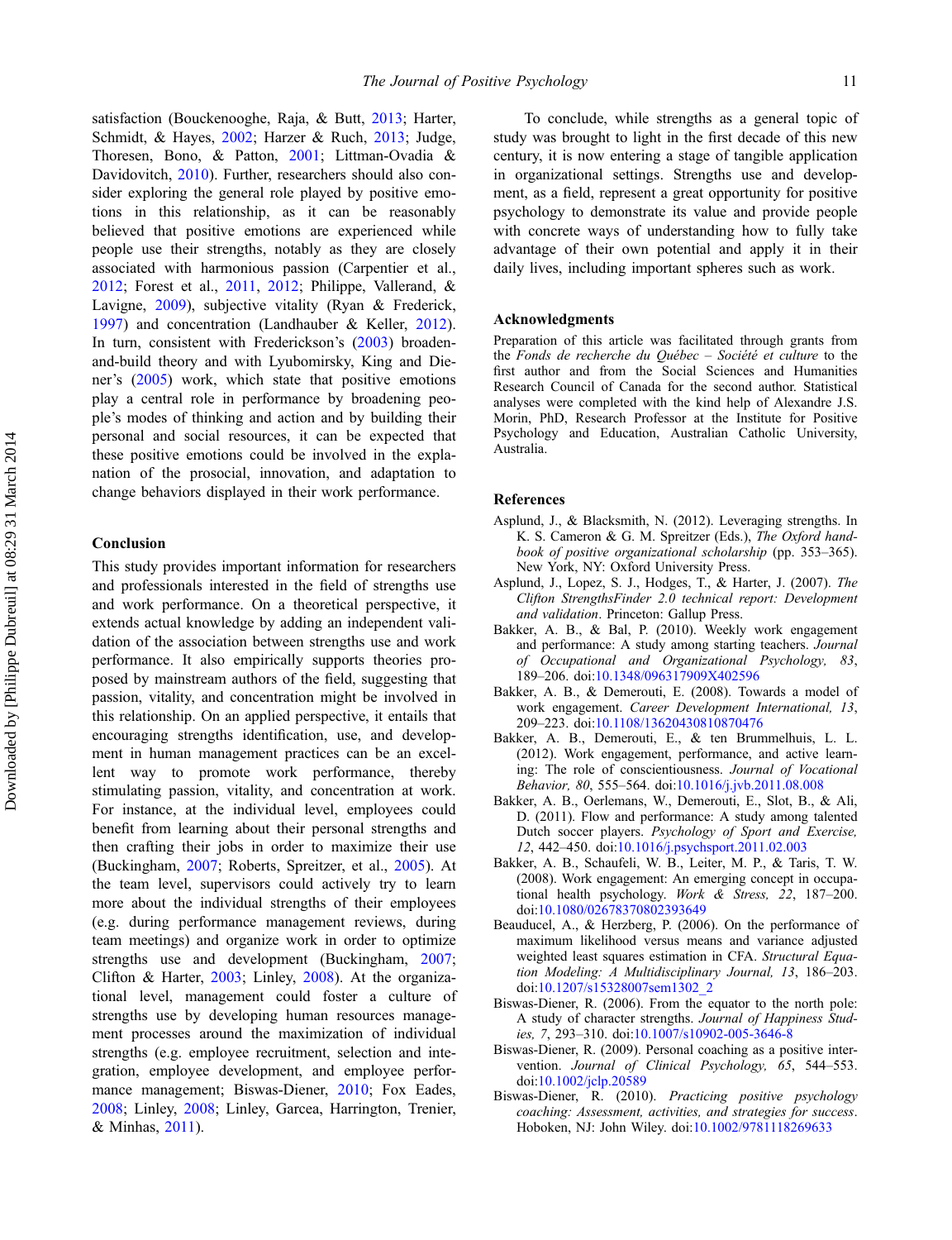satisfaction (Bouckenooghe, Raja, & Butt, 2013; Harter, Schmidt, & Hayes, 2002; Harzer & Ruch, 2013; Judge, Thoresen, Bono, & Patton, 2001; Littman-Ovadia & Davidovitch, 2010). Further, researchers should also consider exploring the general role played by positive emotions in this relationship, as it can be reasonably believed that positive emotions are experienced while people use their strengths, notably as they are closely associated with harmonious passion (Carpentier et al., 2012; Forest et al., 2011, 2012; Philippe, Vallerand, & Lavigne, 2009), subjective vitality (Ryan & Frederick, 1997) and concentration (Landhauber & Keller, 2012). In turn, consistent with Frederickson's (2003) broaden-and-build theory and with Lyubomirsky, King and Diener's (2005) work, which state that positive emotions play a central role in performance by broadening people's modes of thinking and action and by building their personal and social resources, it can be expected that these positive emotions could be involved in the explanation of the prosocial, innovation, and adaptation to change behaviors displayed in their work performance.

## Conclusion

This study provides important information for researchers and professionals interested in the field of strengths use and work performance. On a theoretical perspective, it extends actual knowledge by adding an independent validation of the association between strengths use and work performance. It also empirically supports theories proposed by mainstream authors of the field, suggesting that passion, vitality, and concentration might be involved in this relationship. On an applied perspective, it entails that encouraging strengths identification, use, and development in human management practices can be an excellent way to promote work performance, thereby stimulating passion, vitality, and concentration at work. For instance, at the individual level, employees could benefit from learning about their personal strengths and then crafting their jobs in order to maximize their use (Buckingham, 2007; Roberts, Spreitzer, et al., 2005). At the team level, supervisors could actively try to learn more about the individual strengths of their employees (e.g. during performance management reviews, during team meetings) and organize work in order to optimize strengths use and development (Buckingham, 2007; Clifton & Harter, 2003; Linley, 2008). At the organizational level, management could foster a culture of strengths use by developing human resources management processes around the maximization of individual strengths (e.g. employee recruitment, selection and integration, employee development, and employee performance management; Biswas-Diener, 2010; Fox Eades, 2008; Linley, 2008; Linley, Garcea, Harrington, Trenier, & Minhas, 2011).

To conclude, while strengths as a general topic of study was brought to light in the first decade of this new century, it is now entering a stage of tangible application in organizational settings. Strengths use and development, as a field, represent a great opportunity for positive psychology to demonstrate its value and provide people with concrete ways of understanding how to fully take advantage of their own potential and apply it in their daily lives, including important spheres such as work.

## Acknowledgments

Preparation of this article was facilitated through grants from the *Fonds de recherche du Québec – Société et culture* to the first author and from the Social Sciences and Humanities Research Council of Canada for the second author. Statistical analyses were completed with the kind help of Alexandre J.S. Morin, PhD, Research Professor at the Institute for Positive Psychology and Education, Australian Catholic University, Australia.

## References

Asplund, J., & Blacksmith, N. (2012). Leveraging strengths. In K. S. Cameron & G. M. Spreitzer (Eds.), *The Oxford handbook of positive organizational scholarship* (pp. 353–365). New York, NY: Oxford University Press.

Asplund, J., Lopez, S. J., Hodges, T., & Harter, J. (2007). *The Clifton StrengthsFinder 2.0 technical report: Development and validation*. Princeton: Gallup Press.

Bakker, A. B., & Bal, P. (2010). Weekly work engagement and performance: A study among starting teachers. *Journal of Occupational and Organizational Psychology, 83*, 189–206. doi:10.1348/096317909X402596

Bakker, A. B., & Demerouti, E. (2008). Towards a model of work engagement. *Career Development International, 13*, 209–223. doi:10.1108/13620430810870476

Bakker, A. B., Demerouti, E., & ten Brummelhuis, L. L. (2012). Work engagement, performance, and active learning: The role of conscientiousness. *Journal of Vocational Behavior, 80*, 555–564. doi:10.1016/j.jvb.2011.08.008

Bakker, A. B., Oerlemans, W., Demerouti, E., Slot, B., & Ali, D. (2011). Flow and performance: A study among talented Dutch soccer players. *Psychology of Sport and Exercise, 12*, 442–450. doi:10.1016/j.psychsport.2011.02.003

Bakker, A. B., Schaufeli, W. B., Leiter, M. P., & Taris, T. W. (2008). Work engagement: An emerging concept in occupational health psychology. *Work & Stress, 22*, 187–200. doi:10.1080/02678370802393649

Beauducel, A., & Herzberg, P. (2006). On the performance of maximum likelihood versus means and variance adjusted weighted least squares estimation in CFA. *Structural Equation Modeling: A Multidisciplinary Journal, 13*, 186–203. doi:10.1207/s15328007sem1302_2

Biswas-Diener, R. (2006). From the equator to the north pole: A study of character strengths. *Journal of Happiness Studies, 7*, 293–310. doi:10.1007/s10902-005-3646-8

Biswas-Diener, R. (2009). Personal coaching as a positive intervention. *Journal of Clinical Psychology, 65*, 544–553. doi:10.1002/jclp.20589

Biswas-Diener, R. (2010). *Practicing positive psychology coaching: Assessment, activities, and strategies for success*. Hoboken, NJ: John Wiley. doi:10.1002/9781118269633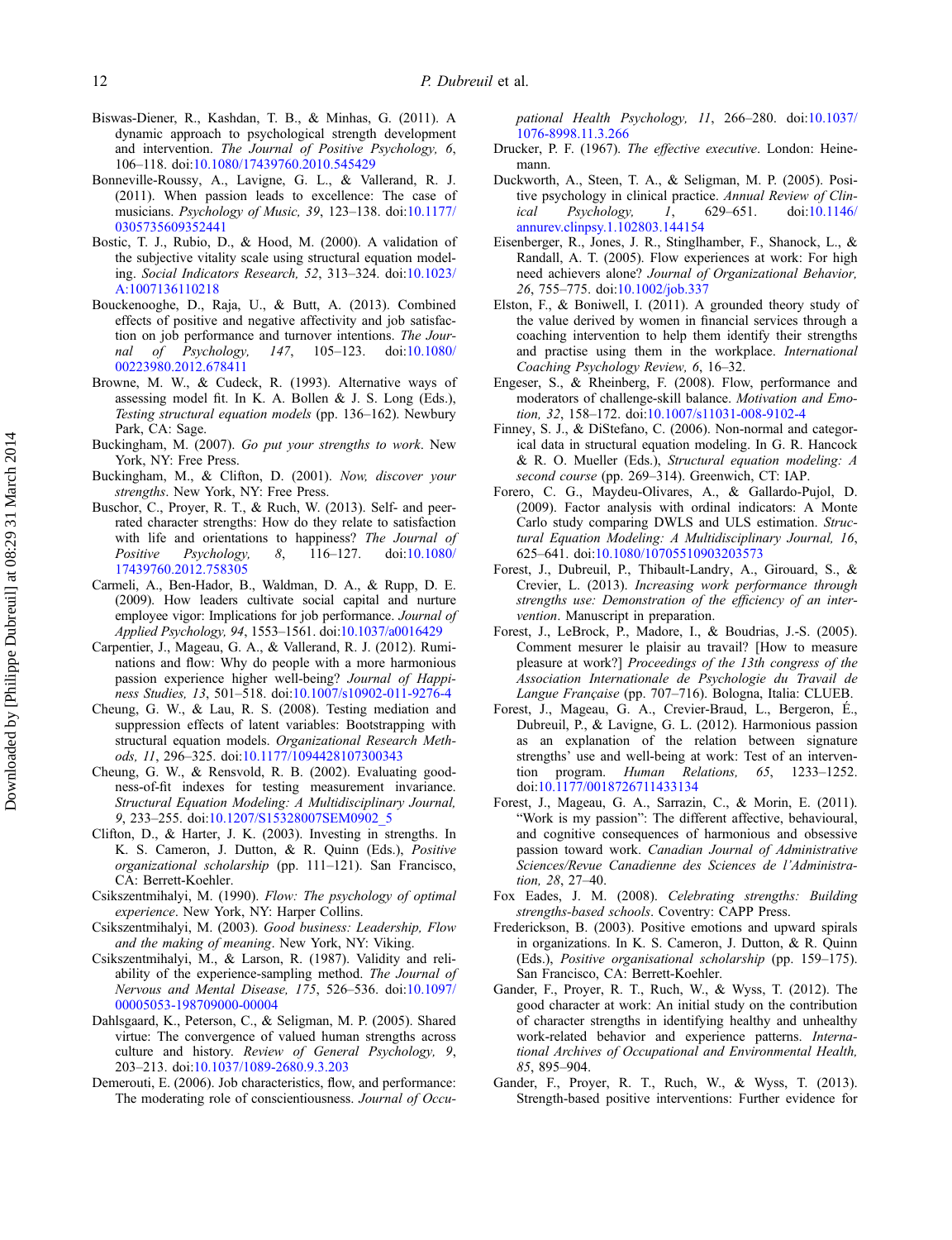Biswas-Diener, R., Kashdan, T. B., & Minhas, G. (2011). A dynamic approach to psychological strength development and intervention. *The Journal of Positive Psychology, 6*, 106–118. doi:10.1080/17439760.2010.545429

Bonneville-Roussy, A., Lavigne, G. L., & Vallerand, R. J. (2011). When passion leads to excellence: The case of musicians. *Psychology of Music, 39*, 123–138. doi:10.1177/0305735609352441

Bostic, T. J., Rubio, D., & Hood, M. (2000). A validation of the subjective vitality scale using structural equation modeling. *Social Indicators Research, 52*, 313–324. doi:10.1023/A:1007136110218

Bouckenooghe, D., Raja, U., & Butt, A. (2013). Combined effects of positive and negative affectivity and job satisfaction on job performance and turnover intentions. *The Journal of Psychology, 147*, 105–123. doi:10.1080/00223980.2012.678411

Browne, M. W., & Cudeck, R. (1993). Alternative ways of assessing model fit. In K. A. Bollen & J. S. Long (Eds.), *Testing structural equation models* (pp. 136–162). Newbury Park, CA: Sage.

Buckingham, M. (2007). *Go put your strengths to work*. New York, NY: Free Press.

Buckingham, M., & Clifton, D. (2001). *Now, discover your strengths*. New York, NY: Free Press.

Buschor, C., Proyer, R. T., & Ruch, W. (2013). Self- and peer-rated character strengths: How do they relate to satisfaction with life and orientations to happiness? *The Journal of Positive Psychology, 8*, 116–127. doi:10.1080/17439760.2012.758305

Carmeli, A., Ben-Hador, B., Waldman, D. A., & Rupp, D. E. (2009). How leaders cultivate social capital and nurture employee vigor: Implications for job performance. *Journal of Applied Psychology, 94*, 1553–1561. doi:10.1037/a0016429

Carpentier, J., Mageau, G. A., & Vallerand, R. J. (2012). Ruminations and flow: Why do people with a more harmonious passion experience higher well-being? *Journal of Happiness Studies, 13*, 501–518. doi:10.1007/s10902-011-9276-4

Cheung, G. W., & Lau, R. S. (2008). Testing mediation and suppression effects of latent variables: Bootstrapping with structural equation models. *Organizational Research Methods, 11*, 296–325. doi:10.1177/1094428107300343

Cheung, G. W., & Rensvold, R. B. (2002). Evaluating goodness-of-fit indexes for testing measurement invariance. *Structural Equation Modeling: A Multidisciplinary Journal, 9*, 233–255. doi:10.1207/S15328007SEM0902_5

Clifton, D., & Harter, J. K. (2003). Investing in strengths. In K. S. Cameron, J. Dutton, & R. Quinn (Eds.), *Positive organizational scholarship* (pp. 111–121). San Francisco, CA: Berrett-Koehler.

Csikszentmihalyi, M. (1990). *Flow: The psychology of optimal experience*. New York, NY: Harper Collins.

Csikszentmihalyi, M. (2003). *Good business: Leadership, Flow and the making of meaning*. New York, NY: Viking.

Csikszentmihalyi, M., & Larson, R. (1987). Validity and reliability of the experience-sampling method. *The Journal of Nervous and Mental Disease, 175*, 526–536. doi:10.1097/00005053-198709000-00004

Dahlsgaard, K., Peterson, C., & Seligman, M. P. (2005). Shared virtue: The convergence of valued human strengths across culture and history. *Review of General Psychology, 9*, 203–213. doi:10.1037/1089-2680.9.3.203

Demerouti, E. (2006). Job characteristics, flow, and performance: The moderating role of conscientiousness. *Journal of Occupational Health Psychology, 11*, 266–280. doi:10.1037/1076-8998.11.3.266

Drucker, P. F. (1967). *The effective executive*. London: Heinemann.

Duckworth, A., Steen, T. A., & Seligman, M. P. (2005). Positive psychology in clinical practice. *Annual Review of Clinical Psychology, 1*, 629–651. doi:10.1146/annurev.clinpsy.1.102803.144154

Eisenberger, R., Jones, J. R., Stinglhamber, F., Shanock, L., & Randall, A. T. (2005). Flow experiences at work: For high need achievers alone? *Journal of Organizational Behavior, 26*, 755–775. doi:10.1002/job.337

Elston, F., & Boniwell, I. (2011). A grounded theory study of the value derived by women in financial services through a coaching intervention to help them identify their strengths and practise using them in the workplace. *International Coaching Psychology Review, 6*, 16–32.

Engeser, S., & Rheinberg, F. (2008). Flow, performance and moderators of challenge-skill balance. *Motivation and Emotion, 32*, 158–172. doi:10.1007/s11031-008-9102-4

Finney, S. J., & DiStefano, C. (2006). Non-normal and categorical data in structural equation modeling. In G. R. Hancock & R. O. Mueller (Eds.), *Structural equation modeling: A second course* (pp. 269–314). Greenwich, CT: IAP.

Forero, C. G., Maydeu-Olivares, A., & Gallardo-Pujol, D. (2009). Factor analysis with ordinal indicators: A Monte Carlo study comparing DWLS and ULS estimation. *Structural Equation Modeling: A Multidisciplinary Journal, 16*, 625–641. doi:10.1080/10705510903203573

Forest, J., Dubreuil, P., Thibault-Landry, A., Girouard, S., & Crevier, L. (2013). *Increasing work performance through strengths use: Demonstration of the efficiency of an intervention*. Manuscript in preparation.

Forest, J., LeBrock, P., Madore, I., & Boudrias, J.-S. (2005). Comment mesurer le plaisir au travail? [How to measure pleasure at work?] *Proceedings of the 13th congress of the Association Internationale de Psychologie du Travail de Langue Française* (pp. 707–716). Bologna, Italia: CLUEB.

Forest, J., Mageau, G. A., Crevier-Braud, L., Bergeron, É., Dubreuil, P., & Lavigne, G. L. (2012). Harmonious passion as an explanation of the relation between signature strengths' use and well-being at work: Test of an intervention program. *Human Relations, 65*, 1233–1252. doi:10.1177/0018726711433134

Forest, J., Mageau, G. A., Sarrazin, C., & Morin, E. (2011). "Work is my passion": The different affective, behavioural, and cognitive consequences of harmonious and obsessive passion toward work. *Canadian Journal of Administrative Sciences/Revue Canadienne des Sciences de l'Administration, 28*, 27–40.

Fox Eades, J. M. (2008). *Celebrating strengths: Building strengths-based schools*. Coventry: CAPP Press.

Frederickson, B. (2003). Positive emotions and upward spirals in organizations. In K. S. Cameron, J. Dutton, & R. Quinn (Eds.), *Positive organisational scholarship* (pp. 159–175). San Francisco, CA: Berrett-Koehler.

Gander, F., Proyer, R. T., Ruch, W., & Wyss, T. (2012). The good character at work: An initial study on the contribution of character strengths in identifying healthy and unhealthy work-related behavior and experience patterns. *International Archives of Occupational and Environmental Health, 85*, 895–904.

Gander, F., Proyer, R. T., Ruch, W., & Wyss, T. (2013). Strength-based positive interventions: Further evidence for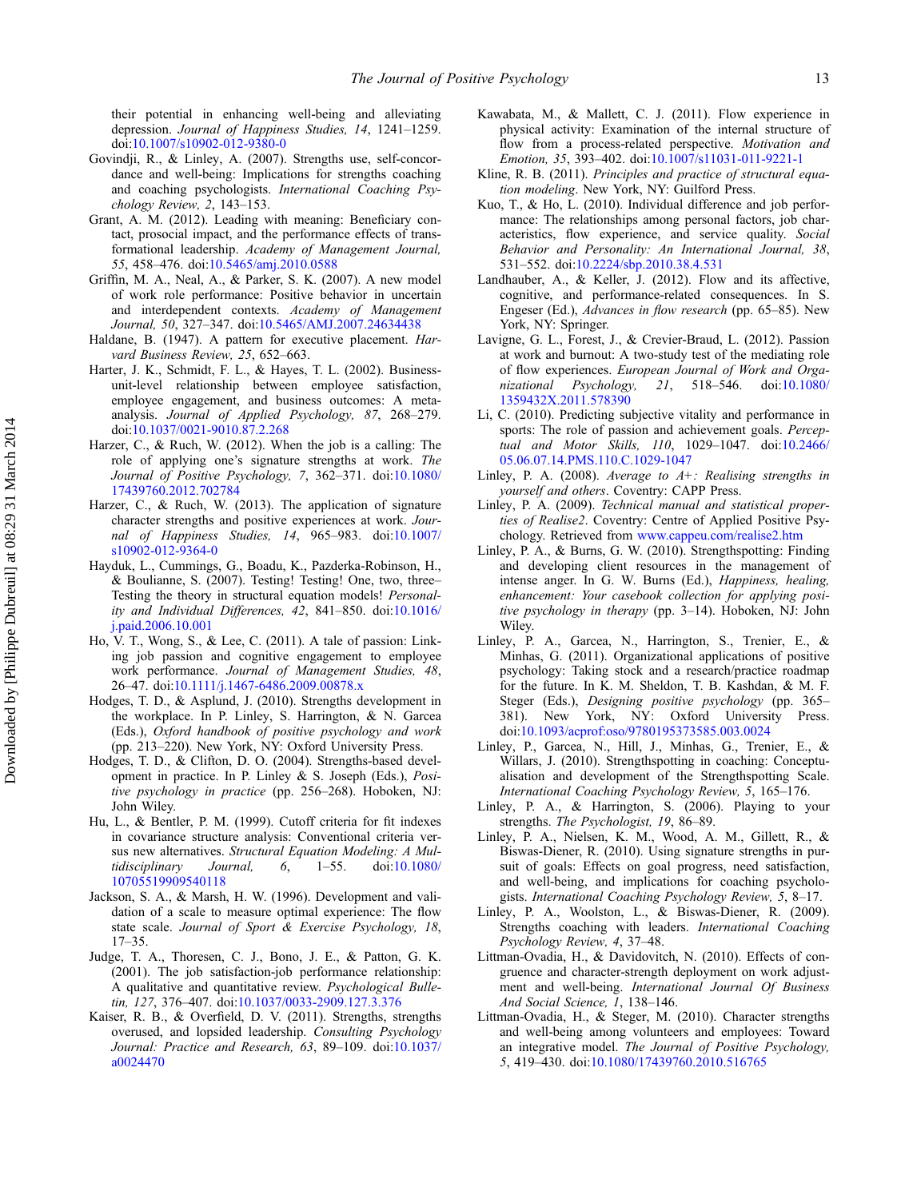their potential in enhancing well-being and alleviating depression. *Journal of Happiness Studies, 14*, 1241–1259. doi:10.1007/s10902-012-9380-0

Govindji, R., & Linley, A. (2007). Strengths use, self-concordance and well-being: Implications for strengths coaching and coaching psychologists. *International Coaching Psychology Review, 2*, 143–153.

Grant, A. M. (2012). Leading with meaning: Beneficiary contact, prosocial impact, and the performance effects of transformational leadership. *Academy of Management Journal, 55*, 458–476. doi:10.5465/amj.2010.0588

Griffin, M. A., Neal, A., & Parker, S. K. (2007). A new model of work role performance: Positive behavior in uncertain and interdependent contexts. *Academy of Management Journal, 50*, 327–347. doi:10.5465/AMJ.2007.24634438

Haldane, B. (1947). A pattern for executive placement. *Harvard Business Review, 25*, 652–663.

Harter, J. K., Schmidt, F. L., & Hayes, T. L. (2002). Business-unit-level relationship between employee satisfaction, employee engagement, and business outcomes: A meta-analysis. *Journal of Applied Psychology, 87*, 268–279. doi:10.1037/0021-9010.87.2.268

Harzer, C., & Ruch, W. (2012). When the job is a calling: The role of applying one's signature strengths at work. *The Journal of Positive Psychology, 7*, 362–371. doi:10.1080/17439760.2012.702784

Harzer, C., & Ruch, W. (2013). The application of signature character strengths and positive experiences at work. *Journal of Happiness Studies, 14*, 965–983. doi:10.1007/s10902-012-9364-0

Hayduk, L., Cummings, G., Boadu, K., Pazderka-Robinson, H., & Boulianne, S. (2007). Testing! Testing! One, two, three–Testing the theory in structural equation models! *Personality and Individual Differences, 42*, 841–850. doi:10.1016/j.paid.2006.10.001

Ho, V. T., Wong, S., & Lee, C. (2011). A tale of passion: Linking job passion and cognitive engagement to employee work performance. *Journal of Management Studies, 48*, 26–47. doi:10.1111/j.1467-6486.2009.00878.x

Hodges, T. D., & Asplund, J. (2010). Strengths development in the workplace. In P. Linley, S. Harrington, & N. Garcea (Eds.), *Oxford handbook of positive psychology and work* (pp. 213–220). New York, NY: Oxford University Press.

Hodges, T. D., & Clifton, D. O. (2004). Strengths-based development in practice. In P. Linley & S. Joseph (Eds.), *Positive psychology in practice* (pp. 256–268). Hoboken, NJ: John Wiley.

Hu, L., & Bentler, P. M. (1999). Cutoff criteria for fit indexes in covariance structure analysis: Conventional criteria versus new alternatives. *Structural Equation Modeling: A Multidisciplinary Journal, 6*, 1–55. doi:10.1080/10705519909540118

Jackson, S. A., & Marsh, H. W. (1996). Development and validation of a scale to measure optimal experience: The flow state scale. *Journal of Sport & Exercise Psychology, 18*, 17–35.

Judge, T. A., Thoresen, C. J., Bono, J. E., & Patton, G. K. (2001). The job satisfaction-job performance relationship: A qualitative and quantitative review. *Psychological Bulletin, 127*, 376–407. doi:10.1037/0033-2909.127.3.376

Kaiser, R. B., & Overfield, D. V. (2011). Strengths, strengths overused, and lopsided leadership. *Consulting Psychology Journal: Practice and Research, 63*, 89–109. doi:10.1037/a0024470

Kawabata, M., & Mallett, C. J. (2011). Flow experience in physical activity: Examination of the internal structure of flow from a process-related perspective. *Motivation and Emotion, 35*, 393–402. doi:10.1007/s11031-011-9221-1

Kline, R. B. (2011). *Principles and practice of structural equation modeling*. New York, NY: Guilford Press.

Kuo, T., & Ho, L. (2010). Individual difference and job performance: The relationships among personal factors, job characteristics, flow experience, and service quality. *Social Behavior and Personality: An International Journal, 38*, 531–552. doi:10.2224/sbp.2010.38.4.531

Landhauber, A., & Keller, J. (2012). Flow and its affective, cognitive, and performance-related consequences. In S. Engeser (Ed.), *Advances in flow research* (pp. 65–85). New York, NY: Springer.

Lavigne, G. L., Forest, J., & Crevier-Braud, L. (2012). Passion at work and burnout: A two-study test of the mediating role of flow experiences. *European Journal of Work and Organizational Psychology, 21*, 518–546. doi:10.1080/1359432X.2011.578390

Li, C. (2010). Predicting subjective vitality and performance in sports: The role of passion and achievement goals. *Perceptual and Motor Skills, 110*, 1029–1047. doi:10.2466/05.06.07.14.PMS.110.C.1029-1047

Linley, P. A. (2008). *Average to A+: Realising strengths in yourself and others*. Coventry: CAPP Press.

Linley, P. A. (2009). *Technical manual and statistical properties of Realise2*. Coventry: Centre of Applied Positive Psychology. Retrieved from www.cappeu.com/realise2.htm

Linley, P. A., & Burns, G. W. (2010). Strengthspotting: Finding and developing client resources in the management of intense anger. In G. W. Burns (Ed.), *Happiness, healing, enhancement: Your casebook collection for applying positive psychology in therapy* (pp. 3–14). Hoboken, NJ: John Wiley.

Linley, P. A., Garcea, N., Harrington, S., Trenier, E., & Minhas, G. (2011). Organizational applications of positive psychology: Taking stock and a research/practice roadmap for the future. In K. M. Sheldon, T. B. Kashdan, & M. F. Steger (Eds.), *Designing positive psychology* (pp. 365–381). New York, NY: Oxford University Press. doi:10.1093/acprof:oso/9780195373585.003.0024

Linley, P., Garcea, N., Hill, J., Minhas, G., Trenier, E., & Willars, J. (2010). Strengthspotting in coaching: Conceptualisation and development of the Strengthspotting Scale. *International Coaching Psychology Review, 5*, 165–176.

Linley, P. A., & Harrington, S. (2006). Playing to your strengths. *The Psychologist, 19*, 86–89.

Linley, P. A., Nielsen, K. M., Wood, A. M., Gillett, R., & Biswas-Diener, R. (2010). Using signature strengths in pursuit of goals: Effects on goal progress, need satisfaction, and well-being, and implications for coaching psychologists. *International Coaching Psychology Review, 5*, 8–17.

Linley, P. A., Woolston, L., & Biswas-Diener, R. (2009). Strengths coaching with leaders. *International Coaching Psychology Review, 4*, 37–48.

Littman-Ovadia, H., & Davidovitch, N. (2010). Effects of congruence and character-strength deployment on work adjustment and well-being. *International Journal Of Business And Social Science, 1*, 138–146.

Littman-Ovadia, H., & Steger, M. (2010). Character strengths and well-being among volunteers and employees: Toward an integrative model. *The Journal of Positive Psychology, 5*, 419–430. doi:10.1080/17439760.2010.516765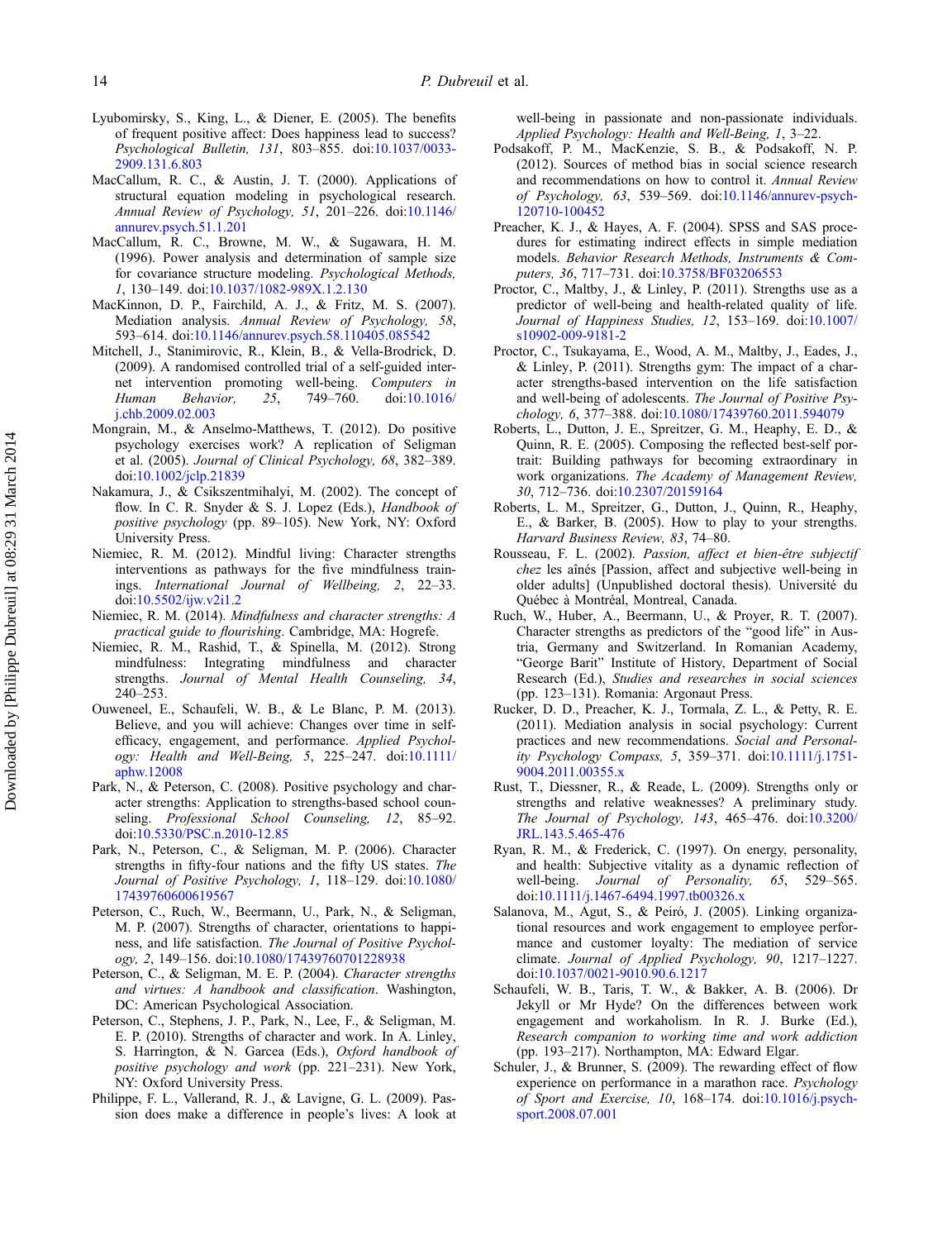Lyubomirsky, S., King, L., & Diener, E. (2005). The benefits of frequent positive affect: Does happiness lead to success? *Psychological Bulletin, 131*, 803–855. doi:10.1037/0033-2909.131.6.803

MacCallum, R. C., & Austin, J. T. (2000). Applications of structural equation modeling in psychological research. *Annual Review of Psychology, 51*, 201–226. doi:10.1146/annurev.psych.51.1.201

MacCallum, R. C., Browne, M. W., & Sugawara, H. M. (1996). Power analysis and determination of sample size for covariance structure modeling. *Psychological Methods, 1*, 130–149. doi:10.1037/1082-989X.1.2.130

MacKinnon, D. P., Fairchild, A. J., & Fritz, M. S. (2007). Mediation analysis. *Annual Review of Psychology, 58*, 593–614. doi:10.1146/annurev.psych.58.110405.085542

Mitchell, J., Stanimirovic, R., Klein, B., & Vella-Brodrick, D. (2009). A randomised controlled trial of a self-guided internet intervention promoting well-being. *Computers in Human Behavior, 25*, 749–760. doi:10.1016/j.chb.2009.02.003

Mongrain, M., & Anselmo-Matthews, T. (2012). Do positive psychology exercises work? A replication of Seligman et al. (2005). *Journal of Clinical Psychology, 68*, 382–389. doi:10.1002/jclp.21839

Nakamura, J., & Csikszentmihalyi, M. (2002). The concept of flow. In C. R. Snyder & S. J. Lopez (Eds.), *Handbook of positive psychology* (pp. 89–105). New York, NY: Oxford University Press.

Niemiec, R. M. (2012). Mindful living: Character strengths interventions as pathways for the five mindfulness trainings. *International Journal of Wellbeing, 2*, 22–33. doi:10.5502/ijw.v2i1.2

Niemiec, R. M. (2014). *Mindfulness and character strengths: A practical guide to flourishing*. Cambridge, MA: Hogrefe.

Niemiec, R. M., Rashid, T., & Spinella, M. (2012). Strong mindfulness: Integrating mindfulness and character strengths. *Journal of Mental Health Counseling, 34*, 240–253.

Ouweneel, E., Schaufeli, W. B., & Le Blanc, P. M. (2013). Believe, and you will achieve: Changes over time in self-efficacy, engagement, and performance. *Applied Psychology: Health and Well-Being, 5*, 225–247. doi:10.1111/aphw.12008

Park, N., & Peterson, C. (2008). Positive psychology and character strengths: Application to strengths-based school counseling. *Professional School Counseling, 12*, 85–92. doi:10.5330/PSC.n.2010-12.85

Park, N., Peterson, C., & Seligman, M. P. (2006). Character strengths in fifty-four nations and the fifty US states. *The Journal of Positive Psychology, 1*, 118–129. doi:10.1080/17439760600619567

Peterson, C., Ruch, W., Beermann, U., Park, N., & Seligman, M. P. (2007). Strengths of character, orientations to happiness, and life satisfaction. *The Journal of Positive Psychology, 2*, 149–156. doi:10.1080/17439760701228938

Peterson, C., & Seligman, M. E. P. (2004). *Character strengths and virtues: A handbook and classification*. Washington, DC: American Psychological Association.

Peterson, C., Stephens, J. P., Park, N., Lee, F., & Seligman, M. E. P. (2010). Strengths of character and work. In A. Linley, S. Harrington, & N. Garcea (Eds.), *Oxford handbook of positive psychology and work* (pp. 221–231). New York, NY: Oxford University Press.

Philippe, F. L., Vallerand, R. J., & Lavigne, G. L. (2009). Passion does make a difference in people's lives: A look at well-being in passionate and non-passionate individuals. *Applied Psychology: Health and Well-Being, 1*, 3–22.

Podsakoff, P. M., MacKenzie, S. B., & Podsakoff, N. P. (2012). Sources of method bias in social science research and recommendations on how to control it. *Annual Review of Psychology, 63*, 539–569. doi:10.1146/annurev-psych-120710-100452

Preacher, K. J., & Hayes, A. F. (2004). SPSS and SAS procedures for estimating indirect effects in simple mediation models. *Behavior Research Methods, Instruments & Computers, 36*, 717–731. doi:10.3758/BF03206553

Proctor, C., Maltby, J., & Linley, P. (2011). Strengths use as a predictor of well-being and health-related quality of life. *Journal of Happiness Studies, 12*, 153–169. doi:10.1007/s10902-009-9181-2

Proctor, C., Tsukayama, E., Wood, A. M., Maltby, J., Eades, J., & Linley, P. (2011). Strengths gym: The impact of a character strengths-based intervention on the life satisfaction and well-being of adolescents. *The Journal of Positive Psychology, 6*, 377–388. doi:10.1080/17439760.2011.594079

Roberts, L., Dutton, J. E., Spreitzer, G. M., Heaphy, E. D., & Quinn, R. E. (2005). Composing the reflected best-self portrait: Building pathways for becoming extraordinary in work organizations. *The Academy of Management Review, 30*, 712–736. doi:10.2307/20159164

Roberts, L. M., Spreitzer, G., Dutton, J., Quinn, R., Heaphy, E., & Barker, B. (2005). How to play to your strengths. *Harvard Business Review, 83*, 74–80.

Rousseau, F. L. (2002). *Passion, affect et bien-être subjectif chez* les aînés [Passion, affect and subjective well-being in older adults] (Unpublished doctoral thesis). Université du Québec à Montréal, Montreal, Canada.

Ruch, W., Huber, A., Beermann, U., & Proyer, R. T. (2007). Character strengths as predictors of the "good life" in Austria, Germany and Switzerland. In Romanian Academy, "George Barit" Institute of History, Department of Social Research (Ed.), *Studies and researches in social sciences* (pp. 123–131). Romania: Argonaut Press.

Rucker, D. D., Preacher, K. J., Tormala, Z. L., & Petty, R. E. (2011). Mediation analysis in social psychology: Current practices and new recommendations. *Social and Personality Psychology Compass, 5*, 359–371. doi:10.1111/j.1751-9004.2011.00355.x

Rust, T., Diessner, R., & Reade, L. (2009). Strengths only or strengths and relative weaknesses? A preliminary study. *The Journal of Psychology, 143*, 465–476. doi:10.3200/JRL.143.5.465-476

Ryan, R. M., & Frederick, C. (1997). On energy, personality, and health: Subjective vitality as a dynamic reflection of well-being. *Journal of Personality, 65*, 529–565. doi:10.1111/j.1467-6494.1997.tb00326.x

Salanova, M., Agut, S., & Peiró, J. (2005). Linking organizational resources and work engagement to employee performance and customer loyalty: The mediation of service climate. *Journal of Applied Psychology, 90*, 1217–1227. doi:10.1037/0021-9010.90.6.1217

Schaufeli, W. B., Taris, T. W., & Bakker, A. B. (2006). Dr Jekyll or Mr Hyde? On the differences between work engagement and workaholism. In R. J. Burke (Ed.), *Research companion to working time and work addiction* (pp. 193–217). Northampton, MA: Edward Elgar.

Schuler, J., & Brunner, S. (2009). The rewarding effect of flow experience on performance in a marathon race. *Psychology of Sport and Exercise, 10*, 168–174. doi:10.1016/j.psychsport.2008.07.001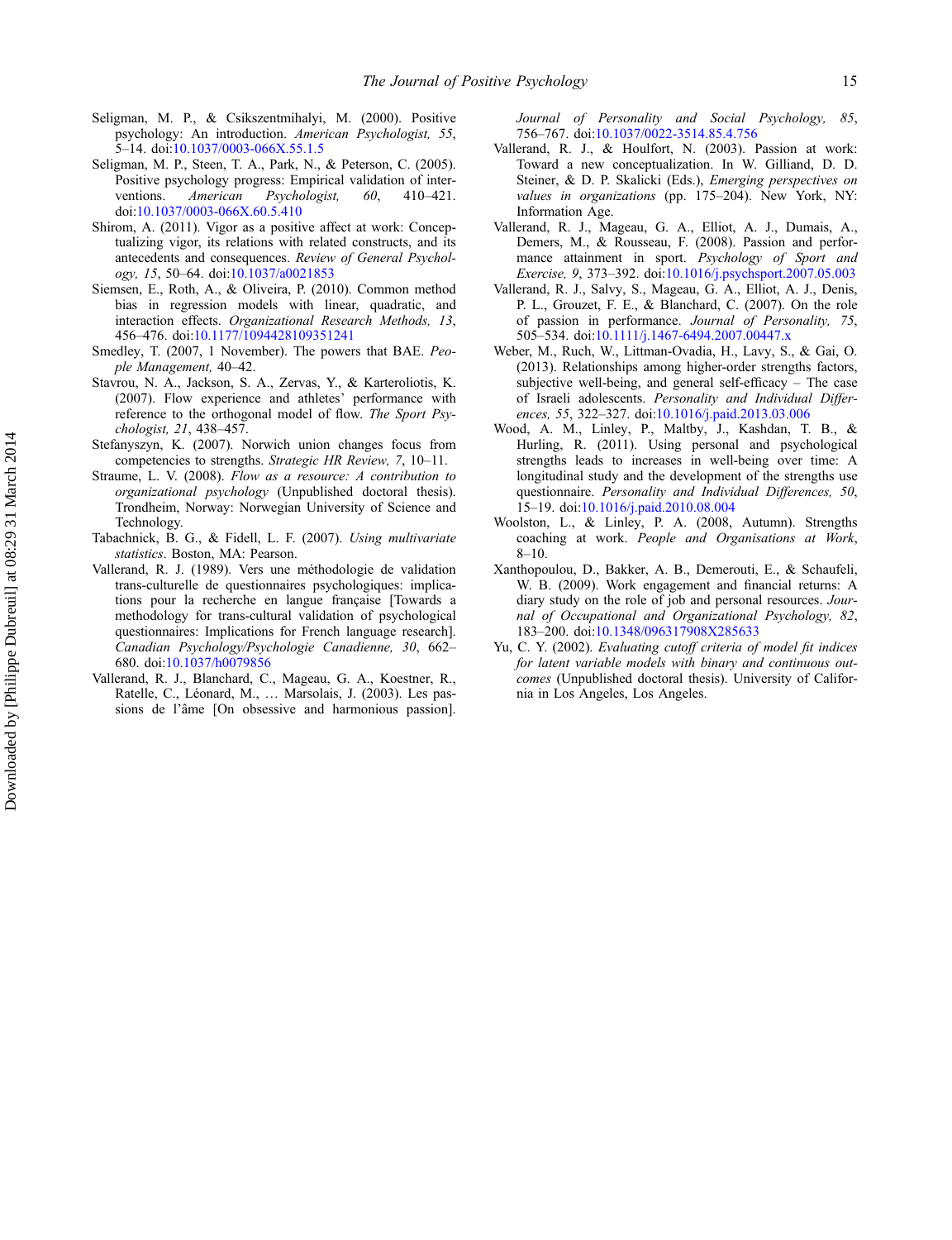Seligman, M. P., & Csikszentmihalyi, M. (2000). Positive psychology: An introduction. *American Psychologist, 55*, 5–14. doi:10.1037/0003-066X.55.1.5

Seligman, M. P., Steen, T. A., Park, N., & Peterson, C. (2005). Positive psychology progress: Empirical validation of interventions. *American Psychologist, 60*, 410–421. doi:10.1037/0003-066X.60.5.410

Shirom, A. (2011). Vigor as a positive affect at work: Conceptualizing vigor, its relations with related constructs, and its antecedents and consequences. *Review of General Psychology, 15*, 50–64. doi:10.1037/a0021853

Siemsen, E., Roth, A., & Oliveira, P. (2010). Common method bias in regression models with linear, quadratic, and interaction effects. *Organizational Research Methods, 13*, 456–476. doi:10.1177/1094428109351241

Smedley, T. (2007, 1 November). The powers that BAE. *People Management,* 40–42.

Stavrou, N. A., Jackson, S. A., Zervas, Y., & Karteroliotis, K. (2007). Flow experience and athletes' performance with reference to the orthogonal model of flow. *The Sport Psychologist, 21*, 438–457.

Stefanyszyn, K. (2007). Norwich union changes focus from competencies to strengths. *Strategic HR Review, 7*, 10–11.

Straume, L. V. (2008). *Flow as a resource: A contribution to organizational psychology* (Unpublished doctoral thesis). Trondheim, Norway: Norwegian University of Science and Technology.

Tabachnick, B. G., & Fidell, L. F. (2007). *Using multivariate statistics*. Boston, MA: Pearson.

Vallerand, R. J. (1989). Vers une méthodologie de validation trans-culturelle de questionnaires psychologiques: implications pour la recherche en langue française [Towards a methodology for trans-cultural validation of psychological questionnaires: Implications for French language research]. *Canadian Psychology/Psychologie Canadienne, 30*, 662–680. doi:10.1037/h0079856

Vallerand, R. J., Blanchard, C., Mageau, G. A., Koestner, R., Ratelle, C., Léonard, M., … Marsolais, J. (2003). Les passions de l'âme [On obsessive and harmonious passion]. *Journal of Personality and Social Psychology, 85*, 756–767. doi:10.1037/0022-3514.85.4.756

Vallerand, R. J., & Houlfort, N. (2003). Passion at work: Toward a new conceptualization. In W. Gilliand, D. D. Steiner, & D. P. Skalicki (Eds.), *Emerging perspectives on values in organizations* (pp. 175–204). New York, NY: Information Age.

Vallerand, R. J., Mageau, G. A., Elliot, A. J., Dumais, A., Demers, M., & Rousseau, F. (2008). Passion and performance attainment in sport. *Psychology of Sport and Exercise, 9*, 373–392. doi:10.1016/j.psychsport.2007.05.003

Vallerand, R. J., Salvy, S., Mageau, G. A., Elliot, A. J., Denis, P. L., Grouzet, F. E., & Blanchard, C. (2007). On the role of passion in performance. *Journal of Personality, 75*, 505–534. doi:10.1111/j.1467-6494.2007.00447.x

Weber, M., Ruch, W., Littman-Ovadia, H., Lavy, S., & Gai, O. (2013). Relationships among higher-order strengths factors, subjective well-being, and general self-efficacy – The case of Israeli adolescents. *Personality and Individual Differences, 55*, 322–327. doi:10.1016/j.paid.2013.03.006

Wood, A. M., Linley, P., Maltby, J., Kashdan, T. B., & Hurling, R. (2011). Using personal and psychological strengths leads to increases in well-being over time: A longitudinal study and the development of the strengths use questionnaire. *Personality and Individual Differences, 50*, 15–19. doi:10.1016/j.paid.2010.08.004

Woolston, L., & Linley, P. A. (2008, Autumn). Strengths coaching at work. *People and Organisations at Work*, 8–10.

Xanthopoulou, D., Bakker, A. B., Demerouti, E., & Schaufeli, W. B. (2009). Work engagement and financial returns: A diary study on the role of job and personal resources. *Journal of Occupational and Organizational Psychology, 82*, 183–200. doi:10.1348/096317908X285633

Yu, C. Y. (2002). *Evaluating cutoff criteria of model fit indices for latent variable models with binary and continuous outcomes* (Unpublished doctoral thesis). University of California in Los Angeles, Los Angeles.